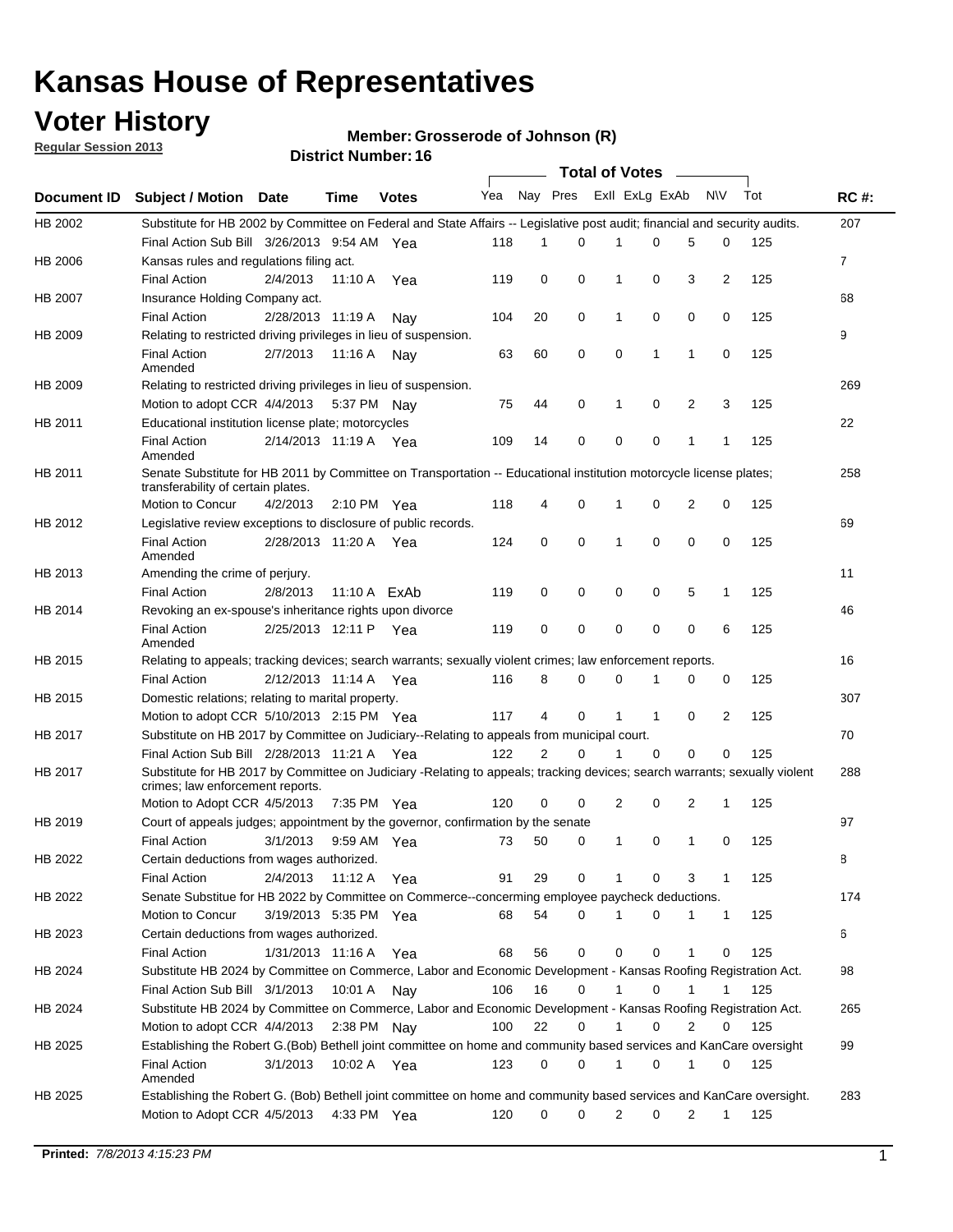# Kansas House of Representatives

## Voter History

**Regular Session 2013**

**Member: Grosserode of Johnson (R)**

**District Number: 16**

| Document ID | Subject / Motion | Date | Time | Votes | Yea | Nay | Pres | ExII | ExLg | ExAb | N\V | Tot | RC #: |
|---|---|---|---|---|---|---|---|---|---|---|---|---|---|
| HB 2002 | Substitute for HB 2002 by Committee on Federal and State Affairs -- Legislative post audit; financial and security audits. | | | | | | | | | | | | 207 |
| | Final Action Sub Bill | 3/26/2013 | 9:54 AM | Yea | 118 | 1 | 0 | 1 | 0 | 5 | 0 | 125 | |
| HB 2006 | Kansas rules and regulations filing act. | | | | | | | | | | | | 7 |
| | Final Action | 2/4/2013 | 11:10 A | Yea | 119 | 0 | 0 | 1 | 0 | 3 | 2 | 125 | |
| HB 2007 | Insurance Holding Company act. | | | | | | | | | | | | 68 |
| | Final Action | 2/28/2013 | 11:19 A | Nay | 104 | 20 | 0 | 1 | 0 | 0 | 0 | 125 | |
| HB 2009 | Relating to restricted driving privileges in lieu of suspension. | | | | | | | | | | | | 9 |
| | Final Action Amended | 2/7/2013 | 11:16 A | Nay | 63 | 60 | 0 | 0 | 1 | 1 | 0 | 125 | |
| HB 2009 | Relating to restricted driving privileges in lieu of suspension. | | | | | | | | | | | | 269 |
| | Motion to adopt CCR | 4/4/2013 | 5:37 PM | Nay | 75 | 44 | 0 | 1 | 0 | 2 | 3 | 125 | |
| HB 2011 | Educational institution license plate; motorcycles | | | | | | | | | | | | 22 |
| | Final Action Amended | 2/14/2013 | 11:19 A | Yea | 109 | 14 | 0 | 0 | 0 | 1 | 1 | 125 | |
| HB 2011 | Senate Substitute for HB 2011 by Committee on Transportation -- Educational institution motorcycle license plates; transferability of certain plates. | | | | | | | | | | | | 258 |
| | Motion to Concur | 4/2/2013 | 2:10 PM | Yea | 118 | 4 | 0 | 1 | 0 | 2 | 0 | 125 | |
| HB 2012 | Legislative review exceptions to disclosure of public records. | | | | | | | | | | | | 69 |
| | Final Action Amended | 2/28/2013 | 11:20 A | Yea | 124 | 0 | 0 | 1 | 0 | 0 | 0 | 125 | |
| HB 2013 | Amending the crime of perjury. | | | | | | | | | | | | 11 |
| | Final Action | 2/8/2013 | 11:10 A | ExAb | 119 | 0 | 0 | 0 | 0 | 5 | 1 | 125 | |
| HB 2014 | Revoking an ex-spouse's inheritance rights upon divorce | | | | | | | | | | | | 46 |
| | Final Action Amended | 2/25/2013 | 12:11 P | Yea | 119 | 0 | 0 | 0 | 0 | 0 | 6 | 125 | |
| HB 2015 | Relating to appeals; tracking devices; search warrants; sexually violent crimes; law enforcement reports. | | | | | | | | | | | | 16 |
| | Final Action | 2/12/2013 | 11:14 A | Yea | 116 | 8 | 0 | 0 | 1 | 0 | 0 | 125 | |
| HB 2015 | Domestic relations; relating to marital property. | | | | | | | | | | | | 307 |
| | Motion to adopt CCR | 5/10/2013 | 2:15 PM | Yea | 117 | 4 | 0 | 1 | 1 | 0 | 2 | 125 | |
| HB 2017 | Substitute on HB 2017 by Committee on Judiciary--Relating to appeals from municipal court. | | | | | | | | | | | | 70 |
| | Final Action Sub Bill | 2/28/2013 | 11:21 A | Yea | 122 | 2 | 0 | 1 | 0 | 0 | 0 | 125 | |
| HB 2017 | Substitute for HB 2017 by Committee on Judiciary -Relating to appeals; tracking devices; search warrants; sexually violent crimes; law enforcement reports. | | | | | | | | | | | | 288 |
| | Motion to Adopt CCR | 4/5/2013 | 7:35 PM | Yea | 120 | 0 | 0 | 2 | 0 | 2 | 1 | 125 | |
| HB 2019 | Court of appeals judges; appointment by the governor, confirmation by the senate | | | | | | | | | | | | 97 |
| | Final Action | 3/1/2013 | 9:59 AM | Yea | 73 | 50 | 0 | 1 | 0 | 1 | 0 | 125 | |
| HB 2022 | Certain deductions from wages authorized. | | | | | | | | | | | | 8 |
| | Final Action | 2/4/2013 | 11:12 A | Yea | 91 | 29 | 0 | 1 | 0 | 3 | 1 | 125 | |
| HB 2022 | Senate Substitue for HB 2022 by Committee on Commerce--concerning employee paycheck deductions. | | | | | | | | | | | | 174 |
| | Motion to Concur | 3/19/2013 | 5:35 PM | Yea | 68 | 54 | 0 | 1 | 0 | 1 | 1 | 125 | |
| HB 2023 | Certain deductions from wages authorized. | | | | | | | | | | | | 6 |
| | Final Action | 1/31/2013 | 11:16 A | Yea | 68 | 56 | 0 | 0 | 0 | 1 | 0 | 125 | |
| HB 2024 | Substitute HB 2024 by Committee on Commerce, Labor and Economic Development - Kansas Roofing Registration Act. | | | | | | | | | | | | 98 |
| | Final Action Sub Bill | 3/1/2013 | 10:01 A | Nay | 106 | 16 | 0 | 1 | 0 | 1 | 1 | 125 | |
| HB 2024 | Substitute HB 2024 by Committee on Commerce, Labor and Economic Development - Kansas Roofing Registration Act. | | | | | | | | | | | | 265 |
| | Motion to adopt CCR | 4/4/2013 | 2:38 PM | Nay | 100 | 22 | 0 | 1 | 0 | 2 | 0 | 125 | |
| HB 2025 | Establishing the Robert G.(Bob) Bethell joint committee on home and community based services and KanCare oversight | | | | | | | | | | | | 99 |
| | Final Action Amended | 3/1/2013 | 10:02 A | Yea | 123 | 0 | 0 | 1 | 0 | 1 | 0 | 125 | |
| HB 2025 | Establishing the Robert G. (Bob) Bethell joint committee on home and community based services and KanCare oversight. | | | | | | | | | | | | 283 |
| | Motion to Adopt CCR | 4/5/2013 | 4:33 PM | Yea | 120 | 0 | 0 | 2 | 0 | 2 | 1 | 125 | |

**Printed:** *7/8/2013 4:15:23 PM*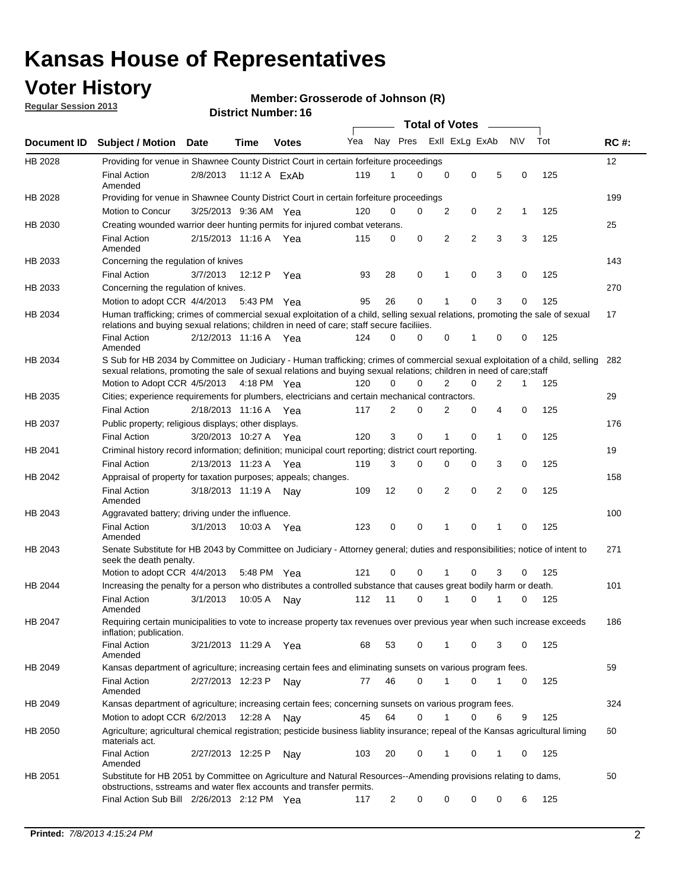# Kansas House of Representatives

## Voter History

**Regular Session 2013**

**Member: Grosserode of Johnson (R)**

**District Number: 16**

| Document ID | Subject / Motion | Date | Time | Votes | Yea | Nay | Pres | ExII | ExLg | ExAb | N\V | Tot | RC #: |
|---|---|---|---|---|---|---|---|---|---|---|---|---|---|
| HB 2028 | Providing for venue in Shawnee County District Court in certain forfeiture proceedings | | | | | | | | | | | | 12 |
| | Final Action Amended | 2/8/2013 | 11:12 A | ExAb | 119 | 1 | 0 | 0 | 0 | 5 | 0 | 125 | |
| HB 2028 | Providing for venue in Shawnee County District Court in certain forfeiture proceedings | | | | | | | | | | | | 199 |
| | Motion to Concur | 3/25/2013 | 9:36 AM | Yea | 120 | 0 | 0 | 2 | 0 | 2 | 1 | 125 | |
| HB 2030 | Creating wounded warrior deer hunting permits for injured combat veterans. | | | | | | | | | | | | 25 |
| | Final Action Amended | 2/15/2013 | 11:16 A | Yea | 115 | 0 | 0 | 2 | 2 | 3 | 3 | 125 | |
| HB 2033 | Concerning the regulation of knives | | | | | | | | | | | | 143 |
| | Final Action | 3/7/2013 | 12:12 P | Yea | 93 | 28 | 0 | 1 | 0 | 3 | 0 | 125 | |
| HB 2033 | Concerning the regulation of knives. | | | | | | | | | | | | 270 |
| | Motion to adopt CCR | 4/4/2013 | 5:43 PM | Yea | 95 | 26 | 0 | 1 | 0 | 3 | 0 | 125 | |
| HB 2034 | Human trafficking; crimes of commercial sexual exploitation of a child, selling sexual relations, promoting the sale of sexual relations and buying sexual relations; children in need of care; staff secure faciliies. | | | | | | | | | | | | 17 |
| | Final Action Amended | 2/12/2013 | 11:16 A | Yea | 124 | 0 | 0 | 0 | 1 | 0 | 0 | 125 | |
| HB 2034 | S Sub for HB 2034 by Committee on Judiciary - Human trafficking; crimes of commercial sexual exploitation of a child, selling sexual relations, promoting the sale of sexual relations and buying sexual relations; children in need of care;staff | | | | | | | | | | | | 282 |
| | Motion to Adopt CCR | 4/5/2013 | 4:18 PM | Yea | 120 | 0 | 0 | 2 | 0 | 2 | 1 | 125 | |
| HB 2035 | Cities; experience requirements for plumbers, electricians and certain mechanical contractors. | | | | | | | | | | | | 29 |
| | Final Action | 2/18/2013 | 11:16 A | Yea | 117 | 2 | 0 | 2 | 0 | 4 | 0 | 125 | |
| HB 2037 | Public property; religious displays; other displays. | | | | | | | | | | | | 176 |
| | Final Action | 3/20/2013 | 10:27 A | Yea | 120 | 3 | 0 | 1 | 0 | 1 | 0 | 125 | |
| HB 2041 | Criminal history record information; definition; municipal court reporting; district court reporting. | | | | | | | | | | | | 19 |
| | Final Action | 2/13/2013 | 11:23 A | Yea | 119 | 3 | 0 | 0 | 0 | 3 | 0 | 125 | |
| HB 2042 | Appraisal of property for taxation purposes; appeals; changes. | | | | | | | | | | | | 158 |
| | Final Action Amended | 3/18/2013 | 11:19 A | Nay | 109 | 12 | 0 | 2 | 0 | 2 | 0 | 125 | |
| HB 2043 | Aggravated battery; driving under the influence. | | | | | | | | | | | | 100 |
| | Final Action Amended | 3/1/2013 | 10:03 A | Yea | 123 | 0 | 0 | 1 | 0 | 1 | 0 | 125 | |
| HB 2043 | Senate Substitute for HB 2043 by Committee on Judiciary - Attorney general; duties and responsibilities; notice of intent to seek the death penalty. | | | | | | | | | | | | 271 |
| | Motion to adopt CCR | 4/4/2013 | 5:48 PM | Yea | 121 | 0 | 0 | 1 | 0 | 3 | 0 | 125 | |
| HB 2044 | Increasing the penalty for a person who distributes a controlled substance that causes great bodily harm or death. | | | | | | | | | | | | 101 |
| | Final Action Amended | 3/1/2013 | 10:05 A | Nay | 112 | 11 | 0 | 1 | 0 | 1 | 0 | 125 | |
| HB 2047 | Requiring certain municipalities to vote to increase property tax revenues over previous year when such increase exceeds inflation; publication. | | | | | | | | | | | | 186 |
| | Final Action Amended | 3/21/2013 | 11:29 A | Yea | 68 | 53 | 0 | 1 | 0 | 3 | 0 | 125 | |
| HB 2049 | Kansas department of agriculture; increasing certain fees and eliminating sunsets on various program fees. | | | | | | | | | | | | 59 |
| | Final Action Amended | 2/27/2013 | 12:23 P | Nay | 77 | 46 | 0 | 1 | 0 | 1 | 0 | 125 | |
| HB 2049 | Kansas department of agriculture; increasing certain fees; concerning sunsets on various program fees. | | | | | | | | | | | | 324 |
| | Motion to adopt CCR | 6/2/2013 | 12:28 A | Nay | 45 | 64 | 0 | 1 | 0 | 6 | 9 | 125 | |
| HB 2050 | Agriculture; agricultural chemical registration; pesticide business liablity insurance; repeal of the Kansas agricultural liming materials act. | | | | | | | | | | | | 60 |
| | Final Action Amended | 2/27/2013 | 12:25 P | Nay | 103 | 20 | 0 | 1 | 0 | 1 | 0 | 125 | |
| HB 2051 | Substitute for HB 2051 by Committee on Agriculture and Natural Resources--Amending provisions relating to dams, obstructions, sstreams and water flex accounts and transfer permits. | | | | | | | | | | | | 50 |
| | Final Action Sub Bill | 2/26/2013 | 2:12 PM | Yea | 117 | 2 | 0 | 0 | 0 | 0 | 6 | 125 | |

**Printed:** *7/8/2013 4:15:24 PM*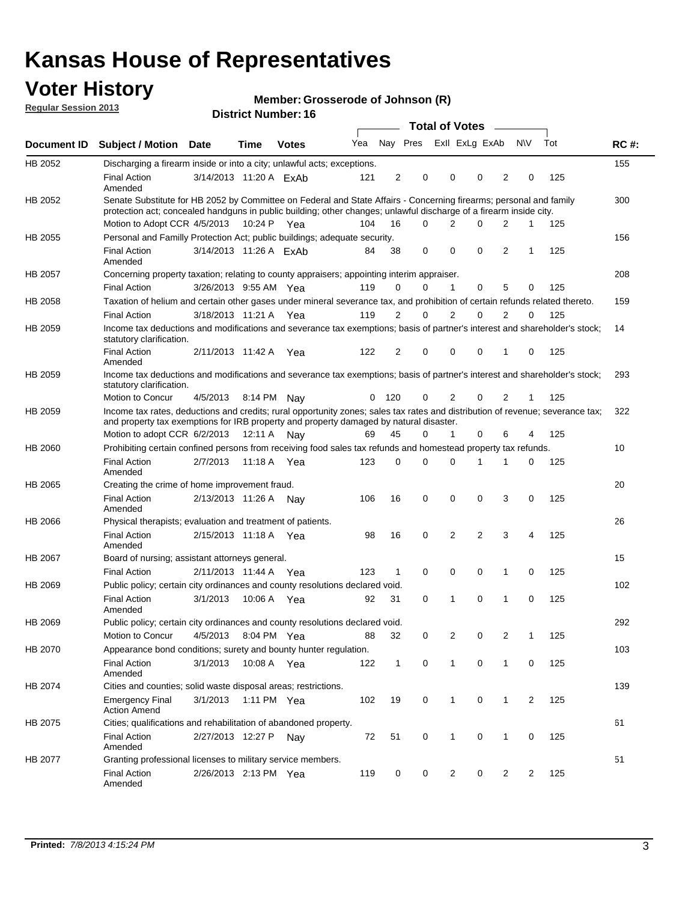# Kansas House of Representatives

## Voter History

**Regular Session 2013**

**Member: Grosserode of Johnson (R)**

**District Number: 16**

| Document ID | Subject / Motion | Date | Time | Votes | Yea | Nay | Pres | ExII | ExLg | ExAb | N\V | Tot | RC #: |
|---|---|---|---|---|---|---|---|---|---|---|---|---|---|
| HB 2052 | Discharging a firearm inside or into a city; unlawful acts; exceptions. | | | | | | | | | | | | 155 |
| | Final Action Amended | 3/14/2013 | 11:20 A | ExAb | 121 | 2 | 0 | 0 | 0 | 2 | 0 | 125 | |
| HB 2052 | Senate Substitute for HB 2052 by Committee on Federal and State Affairs - Concerning firearms; personal and family protection act; concealed handguns in public building; other changes; unlawful discharge of a firearm inside city. | | | | | | | | | | | | 300 |
| | Motion to Adopt CCR | 4/5/2013 | 10:24 P | Yea | 104 | 16 | 0 | 2 | 0 | 2 | 1 | 125 | |
| HB 2055 | Personal and Familly Protection Act; public buildings; adequate security. | | | | | | | | | | | | 156 |
| | Final Action Amended | 3/14/2013 | 11:26 A | ExAb | 84 | 38 | 0 | 0 | 0 | 2 | 1 | 125 | |
| HB 2057 | Concerning property taxation; relating to county appraisers; appointing interim appraiser. | | | | | | | | | | | | 208 |
| | Final Action | 3/26/2013 | 9:55 AM | Yea | 119 | 0 | 0 | 1 | 0 | 5 | 0 | 125 | |
| HB 2058 | Taxation of helium and certain other gases under mineral severance tax, and prohibition of certain refunds related thereto. | | | | | | | | | | | | 159 |
| | Final Action | 3/18/2013 | 11:21 A | Yea | 119 | 2 | 0 | 2 | 0 | 2 | 0 | 125 | |
| HB 2059 | Income tax deductions and modifications and severance tax exemptions; basis of partner's interest and shareholder's stock; statutory clarification. | | | | | | | | | | | | 14 |
| | Final Action Amended | 2/11/2013 | 11:42 A | Yea | 122 | 2 | 0 | 0 | 0 | 1 | 0 | 125 | |
| HB 2059 | Income tax deductions and modifications and severance tax exemptions; basis of partner's interest and shareholder's stock; statutory clarification. | | | | | | | | | | | | 293 |
| | Motion to Concur | 4/5/2013 | 8:14 PM | Nay | 0 | 120 | 0 | 2 | 0 | 2 | 1 | 125 | |
| HB 2059 | Income tax rates, deductions and credits; rural opportunity zones; sales tax rates and distribution of revenue; severance tax; and property tax exemptions for IRB property and property damaged by natural disaster. | | | | | | | | | | | | 322 |
| | Motion to adopt CCR | 6/2/2013 | 12:11 A | Nay | 69 | 45 | 0 | 1 | 0 | 6 | 4 | 125 | |
| HB 2060 | Prohibiting certain confined persons from receiving food sales tax refunds and homestead property tax refunds. | | | | | | | | | | | | 10 |
| | Final Action Amended | 2/7/2013 | 11:18 A | Yea | 123 | 0 | 0 | 0 | 1 | 1 | 0 | 125 | |
| HB 2065 | Creating the crime of home improvement fraud. | | | | | | | | | | | | 20 |
| | Final Action Amended | 2/13/2013 | 11:26 A | Nay | 106 | 16 | 0 | 0 | 0 | 3 | 0 | 125 | |
| HB 2066 | Physical therapists; evaluation and treatment of patients. | | | | | | | | | | | | 26 |
| | Final Action Amended | 2/15/2013 | 11:18 A | Yea | 98 | 16 | 0 | 2 | 2 | 3 | 4 | 125 | |
| HB 2067 | Board of nursing; assistant attorneys general. | | | | | | | | | | | | 15 |
| | Final Action | 2/11/2013 | 11:44 A | Yea | 123 | 1 | 0 | 0 | 0 | 1 | 0 | 125 | |
| HB 2069 | Public policy; certain city ordinances and county resolutions declared void. | | | | | | | | | | | | 102 |
| | Final Action Amended | 3/1/2013 | 10:06 A | Yea | 92 | 31 | 0 | 1 | 0 | 1 | 0 | 125 | |
| HB 2069 | Public policy; certain city ordinances and county resolutions declared void. | | | | | | | | | | | | 292 |
| | Motion to Concur | 4/5/2013 | 8:04 PM | Yea | 88 | 32 | 0 | 2 | 0 | 2 | 1 | 125 | |
| HB 2070 | Appearance bond conditions; surety and bounty hunter regulation. | | | | | | | | | | | | 103 |
| | Final Action Amended | 3/1/2013 | 10:08 A | Yea | 122 | 1 | 0 | 1 | 0 | 1 | 0 | 125 | |
| HB 2074 | Cities and counties; solid waste disposal areas; restrictions. | | | | | | | | | | | | 139 |
| | Emergency Final Action Amend | 3/1/2013 | 1:11 PM | Yea | 102 | 19 | 0 | 1 | 0 | 1 | 2 | 125 | |
| HB 2075 | Cities; qualifications and rehabilitation of abandoned property. | | | | | | | | | | | | 61 |
| | Final Action Amended | 2/27/2013 | 12:27 P | Nay | 72 | 51 | 0 | 1 | 0 | 1 | 0 | 125 | |
| HB 2077 | Granting professional licenses to military service members. | | | | | | | | | | | | 51 |
| | Final Action Amended | 2/26/2013 | 2:13 PM | Yea | 119 | 0 | 0 | 2 | 0 | 2 | 2 | 125 | |

**Printed:** *7/8/2013 4:15:24 PM*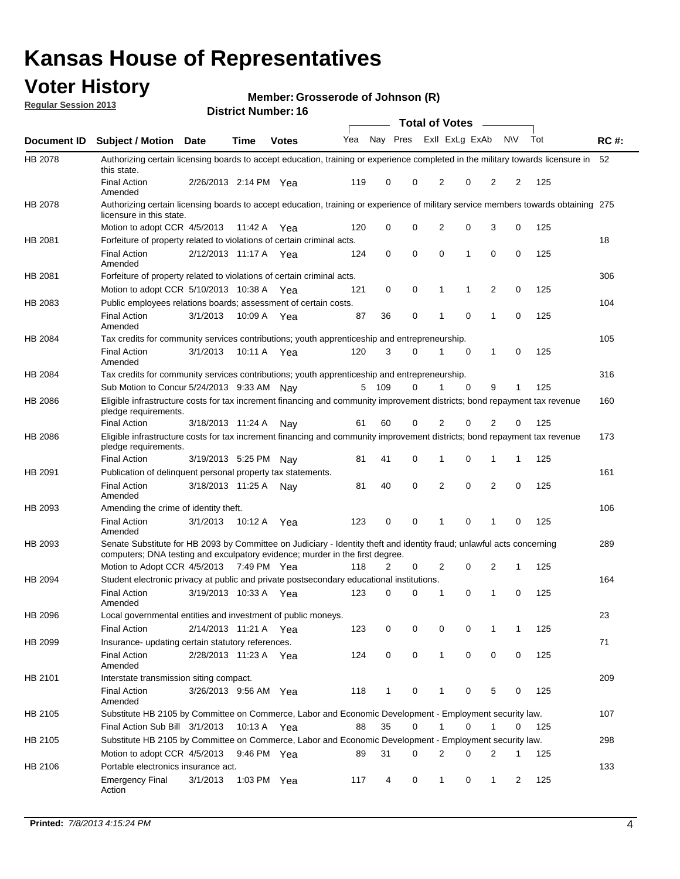# Kansas House of Representatives

## Voter History

**Regular Session 2013**

**Member: Grosserode of Johnson (R)**

**District Number: 16**

| Document ID | Subject / Motion | Date | Time | Votes | Yea | Nay | Pres | ExII | ExLg | ExAb | N\V | Tot | RC #: |
|---|---|---|---|---|---|---|---|---|---|---|---|---|---|
| HB 2078 | Authorizing certain licensing boards to accept education, training or experience completed in the military towards licensure in this state. | | | | | | | | | | | | 52 |
| | Final Action Amended | 2/26/2013 | 2:14 PM | Yea | 119 | 0 | 0 | 2 | 0 | 2 | 2 | 125 | |
| HB 2078 | Authorizing certain licensing boards to accept education, training or experience of military service members towards obtaining licensure in this state. | | | | | | | | | | | | 275 |
| | Motion to adopt CCR | 4/5/2013 | 11:42 A | Yea | 120 | 0 | 0 | 2 | 0 | 3 | 0 | 125 | |
| HB 2081 | Forfeiture of property related to violations of certain criminal acts. | | | | | | | | | | | | 18 |
| | Final Action Amended | 2/12/2013 | 11:17 A | Yea | 124 | 0 | 0 | 0 | 1 | 0 | 0 | 125 | |
| HB 2081 | Forfeiture of property related to violations of certain criminal acts. | | | | | | | | | | | | 306 |
| | Motion to adopt CCR | 5/10/2013 | 10:38 A | Yea | 121 | 0 | 0 | 1 | 1 | 2 | 0 | 125 | |
| HB 2083 | Public employees relations boards; assessment of certain costs. | | | | | | | | | | | | 104 |
| | Final Action Amended | 3/1/2013 | 10:09 A | Yea | 87 | 36 | 0 | 1 | 0 | 1 | 0 | 125 | |
| HB 2084 | Tax credits for community services contributions; youth apprenticeship and entrepreneurship. | | | | | | | | | | | | 105 |
| | Final Action Amended | 3/1/2013 | 10:11 A | Yea | 120 | 3 | 0 | 1 | 0 | 1 | 0 | 125 | |
| HB 2084 | Tax credits for community services contributions; youth apprenticeship and entrepreneurship. | | | | | | | | | | | | 316 |
| | Sub Motion to Concur | 5/24/2013 | 9:33 AM | Nay | 5 | 109 | 0 | 1 | 0 | 9 | 1 | 125 | |
| HB 2086 | Eligible infrastructure costs for tax increment financing and community improvement districts; bond repayment tax revenue pledge requirements. | | | | | | | | | | | | 160 |
| | Final Action | 3/18/2013 | 11:24 A | Nay | 61 | 60 | 0 | 2 | 0 | 2 | 0 | 125 | |
| HB 2086 | Eligible infrastructure costs for tax increment financing and community improvement districts; bond repayment tax revenue pledge requirements. | | | | | | | | | | | | 173 |
| | Final Action | 3/19/2013 | 5:25 PM | Nay | 81 | 41 | 0 | 1 | 0 | 1 | 1 | 125 | |
| HB 2091 | Publication of delinquent personal property tax statements. | | | | | | | | | | | | 161 |
| | Final Action Amended | 3/18/2013 | 11:25 A | Nay | 81 | 40 | 0 | 2 | 0 | 2 | 0 | 125 | |
| HB 2093 | Amending the crime of identity theft. | | | | | | | | | | | | 106 |
| | Final Action Amended | 3/1/2013 | 10:12 A | Yea | 123 | 0 | 0 | 1 | 0 | 1 | 0 | 125 | |
| HB 2093 | Senate Substitute for HB 2093 by Committee on Judiciary - Identity theft and identity fraud; unlawful acts concerning computers; DNA testing and exculpatory evidence; murder in the first degree. | | | | | | | | | | | | 289 |
| | Motion to Adopt CCR | 4/5/2013 | 7:49 PM | Yea | 118 | 2 | 0 | 2 | 0 | 2 | 1 | 125 | |
| HB 2094 | Student electronic privacy at public and private postsecondary educational institutions. | | | | | | | | | | | | 164 |
| | Final Action Amended | 3/19/2013 | 10:33 A | Yea | 123 | 0 | 0 | 1 | 0 | 1 | 0 | 125 | |
| HB 2096 | Local governmental entities and investment of public moneys. | | | | | | | | | | | | 23 |
| | Final Action | 2/14/2013 | 11:21 A | Yea | 123 | 0 | 0 | 0 | 0 | 1 | 1 | 125 | |
| HB 2099 | Insurance- updating certain statutory references. | | | | | | | | | | | | 71 |
| | Final Action Amended | 2/28/2013 | 11:23 A | Yea | 124 | 0 | 0 | 1 | 0 | 0 | 0 | 125 | |
| HB 2101 | Interstate transmission siting compact. | | | | | | | | | | | | 209 |
| | Final Action Amended | 3/26/2013 | 9:56 AM | Yea | 118 | 1 | 0 | 1 | 0 | 5 | 0 | 125 | |
| HB 2105 | Substitute HB 2105 by Committee on Commerce, Labor and Economic Development - Employment security law. | | | | | | | | | | | | 107 |
| | Final Action Sub Bill | 3/1/2013 | 10:13 A | Yea | 88 | 35 | 0 | 1 | 0 | 1 | 0 | 125 | |
| HB 2105 | Substitute HB 2105 by Committee on Commerce, Labor and Economic Development - Employment security law. | | | | | | | | | | | | 298 |
| | Motion to adopt CCR | 4/5/2013 | 9:46 PM | Yea | 89 | 31 | 0 | 2 | 0 | 2 | 1 | 125 | |
| HB 2106 | Portable electronics insurance act. | | | | | | | | | | | | 133 |
| | Emergency Final Action | 3/1/2013 | 1:03 PM | Yea | 117 | 4 | 0 | 1 | 0 | 1 | 2 | 125 | |

**Printed:** 7/8/2013 4:15:24 PM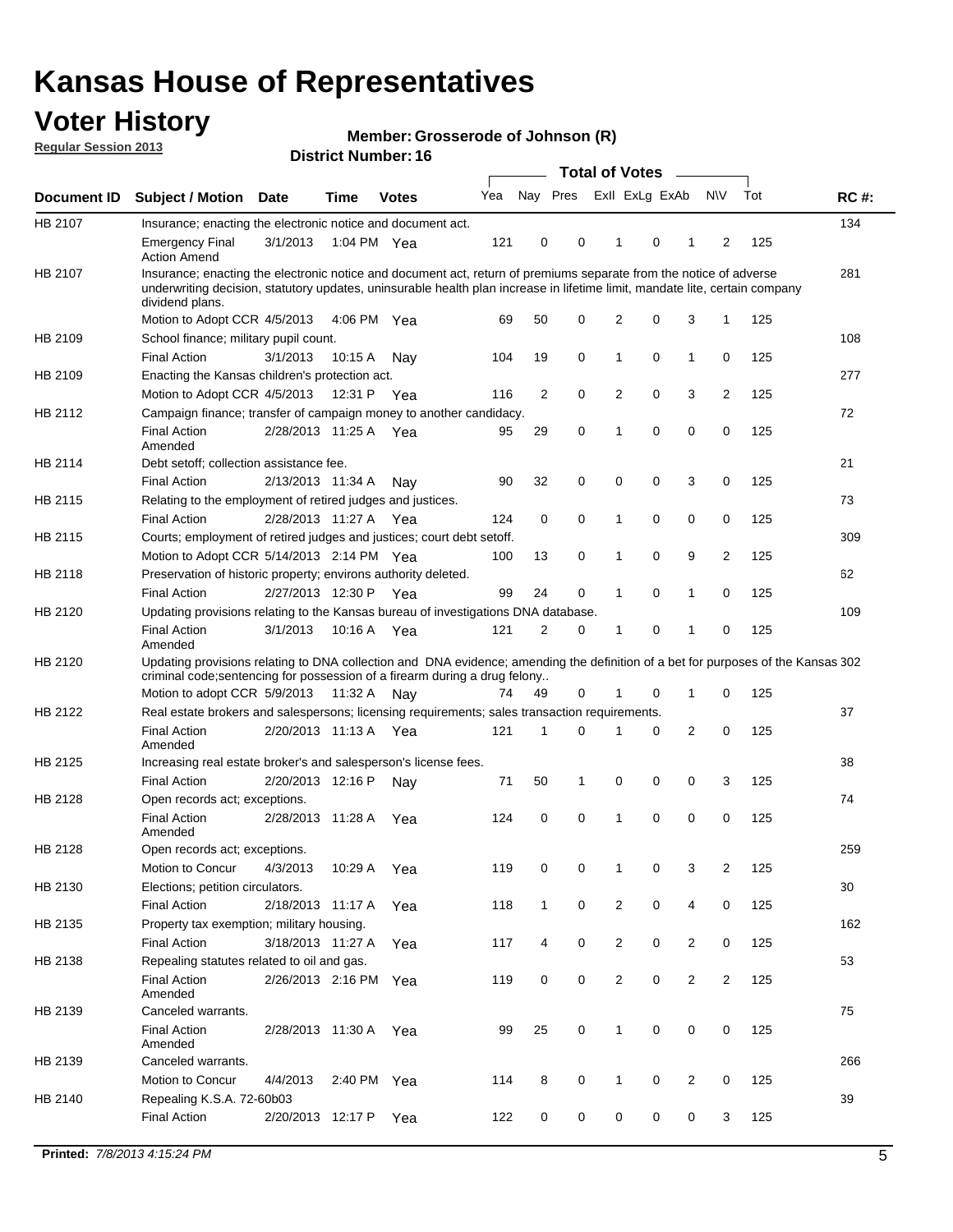# Kansas House of Representatives

## Voter History

**Regular Session 2013**

**Member: Grosserode of Johnson (R)**

**District Number: 16**

| Document ID | Subject / Motion | Date | Time | Votes | Yea | Nay | Pres | ExII | ExLg | ExAb | N\V | Tot | RC #: |
|---|---|---|---|---|---|---|---|---|---|---|---|---|---|
| HB 2107 | Insurance; enacting the electronic notice and document act. | | | | | | | | | | | | 134 |
| | Emergency Final Action Amend | 3/1/2013 | 1:04 PM | Yea | 121 | 0 | 0 | 1 | 0 | 1 | 2 | 125 | |
| HB 2107 | Insurance; enacting the electronic notice and document act, return of premiums separate from the notice of adverse underwriting decision, statutory updates, uninsurable health plan increase in lifetime limit, mandate lite, certain company dividend plans. | | | | | | | | | | | | 281 |
| | Motion to Adopt CCR | 4/5/2013 | 4:06 PM | Yea | 69 | 50 | 0 | 2 | 0 | 3 | 1 | 125 | |
| HB 2109 | School finance; military pupil count. | | | | | | | | | | | | 108 |
| | Final Action | 3/1/2013 | 10:15 A | Nay | 104 | 19 | 0 | 1 | 0 | 1 | 0 | 125 | |
| HB 2109 | Enacting the Kansas children's protection act. | | | | | | | | | | | | 277 |
| | Motion to Adopt CCR | 4/5/2013 | 12:31 P | Yea | 116 | 2 | 0 | 2 | 0 | 3 | 2 | 125 | |
| HB 2112 | Campaign finance; transfer of campaign money to another candidacy. | | | | | | | | | | | | 72 |
| | Final Action Amended | 2/28/2013 | 11:25 A | Yea | 95 | 29 | 0 | 1 | 0 | 0 | 0 | 125 | |
| HB 2114 | Debt setoff; collection assistance fee. | | | | | | | | | | | | 21 |
| | Final Action | 2/13/2013 | 11:34 A | Nay | 90 | 32 | 0 | 0 | 0 | 3 | 0 | 125 | |
| HB 2115 | Relating to the employment of retired judges and justices. | | | | | | | | | | | | 73 |
| | Final Action | 2/28/2013 | 11:27 A | Yea | 124 | 0 | 0 | 1 | 0 | 0 | 0 | 125 | |
| HB 2115 | Courts; employment of retired judges and justices; court debt setoff. | | | | | | | | | | | | 309 |
| | Motion to Adopt CCR | 5/14/2013 | 2:14 PM | Yea | 100 | 13 | 0 | 1 | 0 | 9 | 2 | 125 | |
| HB 2118 | Preservation of historic property; environs authority deleted. | | | | | | | | | | | | 62 |
| | Final Action | 2/27/2013 | 12:30 P | Yea | 99 | 24 | 0 | 1 | 0 | 1 | 0 | 125 | |
| HB 2120 | Updating provisions relating to the Kansas bureau of investigations DNA database. | | | | | | | | | | | | 109 |
| | Final Action Amended | 3/1/2013 | 10:16 A | Yea | 121 | 2 | 0 | 1 | 0 | 1 | 0 | 125 | |
| HB 2120 | Updating provisions relating to DNA collection and DNA evidence; amending the definition of a bet for purposes of the Kansas criminal code;sentencing for possession of a firearm during a drug felony.. | | | | | | | | | | | | 302 |
| | Motion to adopt CCR | 5/9/2013 | 11:32 A | Nay | 74 | 49 | 0 | 1 | 0 | 1 | 0 | 125 | |
| HB 2122 | Real estate brokers and salespersons; licensing requirements; sales transaction requirements. | | | | | | | | | | | | 37 |
| | Final Action Amended | 2/20/2013 | 11:13 A | Yea | 121 | 1 | 0 | 1 | 0 | 2 | 0 | 125 | |
| HB 2125 | Increasing real estate broker's and salesperson's license fees. | | | | | | | | | | | | 38 |
| | Final Action | 2/20/2013 | 12:16 P | Nay | 71 | 50 | 1 | 0 | 0 | 0 | 3 | 125 | |
| HB 2128 | Open records act; exceptions. | | | | | | | | | | | | 74 |
| | Final Action Amended | 2/28/2013 | 11:28 A | Yea | 124 | 0 | 0 | 1 | 0 | 0 | 0 | 125 | |
| HB 2128 | Open records act; exceptions. | | | | | | | | | | | | 259 |
| | Motion to Concur | 4/3/2013 | 10:29 A | Yea | 119 | 0 | 0 | 1 | 0 | 3 | 2 | 125 | |
| HB 2130 | Elections; petition circulators. | | | | | | | | | | | | 30 |
| | Final Action | 2/18/2013 | 11:17 A | Yea | 118 | 1 | 0 | 2 | 0 | 4 | 0 | 125 | |
| HB 2135 | Property tax exemption; military housing. | | | | | | | | | | | | 162 |
| | Final Action | 3/18/2013 | 11:27 A | Yea | 117 | 4 | 0 | 2 | 0 | 2 | 0 | 125 | |
| HB 2138 | Repealing statutes related to oil and gas. | | | | | | | | | | | | 53 |
| | Final Action Amended | 2/26/2013 | 2:16 PM | Yea | 119 | 0 | 0 | 2 | 0 | 2 | 2 | 125 | |
| HB 2139 | Canceled warrants. | | | | | | | | | | | | 75 |
| | Final Action Amended | 2/28/2013 | 11:30 A | Yea | 99 | 25 | 0 | 1 | 0 | 0 | 0 | 125 | |
| HB 2139 | Canceled warrants. | | | | | | | | | | | | 266 |
| | Motion to Concur | 4/4/2013 | 2:40 PM | Yea | 114 | 8 | 0 | 1 | 0 | 2 | 0 | 125 | |
| HB 2140 | Repealing K.S.A. 72-60b03 | | | | | | | | | | | | 39 |
| | Final Action | 2/20/2013 | 12:17 P | Yea | 122 | 0 | 0 | 0 | 0 | 0 | 3 | 125 | |

**Printed:** 7/8/2013 4:15:24 PM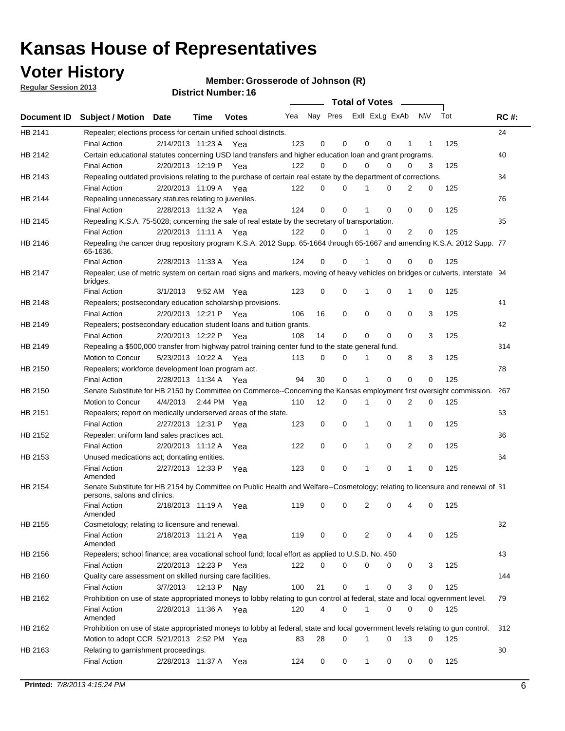# Kansas House of Representatives

## Voter History

**Regular Session 2013**

**Member: Grosserode of Johnson (R)**

**District Number: 16**

| Document ID | Subject / Motion | Date | Time | Votes | Yea | Nay | Pres | ExII | ExLg | ExAb | N\V | Tot | RC #: |
|---|---|---|---|---|---|---|---|---|---|---|---|---|---|
| HB 2141 | Repealer; elections process for certain unified school districts. | | | | | | | | | | | | 24 |
| | Final Action | 2/14/2013 | 11:23 A | Yea | 123 | 0 | 0 | 0 | 0 | 1 | 1 | 125 | |
| HB 2142 | Certain educational statutes concerning USD land transfers and higher education loan and grant programs. | | | | | | | | | | | | 40 |
| | Final Action | 2/20/2013 | 12:19 P | Yea | 122 | 0 | 0 | 0 | 0 | 0 | 3 | 125 | |
| HB 2143 | Repealing outdated provisions relating to the purchase of certain real estate by the department of corrections. | | | | | | | | | | | | 34 |
| | Final Action | 2/20/2013 | 11:09 A | Yea | 122 | 0 | 0 | 1 | 0 | 2 | 0 | 125 | |
| HB 2144 | Repealing unnecessary statutes relating to juveniles. | | | | | | | | | | | | 76 |
| | Final Action | 2/28/2013 | 11:32 A | Yea | 124 | 0 | 0 | 1 | 0 | 0 | 0 | 125 | |
| HB 2145 | Repealing K.S.A. 75-5028; concerning the sale of real estate by the secretary of transportation. | | | | | | | | | | | | 35 |
| | Final Action | 2/20/2013 | 11:11 A | Yea | 122 | 0 | 0 | 1 | 0 | 2 | 0 | 125 | |
| HB 2146 | Repealing the cancer drug repository program K.S.A. 2012 Supp. 65-1664 through 65-1667 and amending K.S.A. 2012 Supp. 65-1636. | | | | | | | | | | | | 77 |
| | Final Action | 2/28/2013 | 11:33 A | Yea | 124 | 0 | 0 | 1 | 0 | 0 | 0 | 125 | |
| HB 2147 | Repealer; use of metric system on certain road signs and markers, moving of heavy vehicles on bridges or culverts, interstate bridges. | | | | | | | | | | | | 94 |
| | Final Action | 3/1/2013 | 9:52 AM | Yea | 123 | 0 | 0 | 1 | 0 | 1 | 0 | 125 | |
| HB 2148 | Repealers; postsecondary education scholarship provisions. | | | | | | | | | | | | 41 |
| | Final Action | 2/20/2013 | 12:21 P | Yea | 106 | 16 | 0 | 0 | 0 | 0 | 3 | 125 | |
| HB 2149 | Repealers; postsecondary education student loans and tuition grants. | | | | | | | | | | | | 42 |
| | Final Action | 2/20/2013 | 12:22 P | Yea | 108 | 14 | 0 | 0 | 0 | 0 | 3 | 125 | |
| HB 2149 | Repealing a $500,000 transfer from highway patrol training center fund to the state general fund. | | | | | | | | | | | | 314 |
| | Motion to Concur | 5/23/2013 | 10:22 A | Yea | 113 | 0 | 0 | 1 | 0 | 8 | 3 | 125 | |
| HB 2150 | Repealers; workforce development loan program act. | | | | | | | | | | | | 78 |
| | Final Action | 2/28/2013 | 11:34 A | Yea | 94 | 30 | 0 | 1 | 0 | 0 | 0 | 125 | |
| HB 2150 | Senate Substitute for HB 2150 by Committee on Commerce--Concerning the Kansas employment first oversight commission. | | | | | | | | | | | | 267 |
| | Motion to Concur | 4/4/2013 | 2:44 PM | Yea | 110 | 12 | 0 | 1 | 0 | 2 | 0 | 125 | |
| HB 2151 | Repealers; report on medically underserved areas of the state. | | | | | | | | | | | | 63 |
| | Final Action | 2/27/2013 | 12:31 P | Yea | 123 | 0 | 0 | 1 | 0 | 1 | 0 | 125 | |
| HB 2152 | Repealer: uniform land sales practices act. | | | | | | | | | | | | 36 |
| | Final Action | 2/20/2013 | 11:12 A | Yea | 122 | 0 | 0 | 1 | 0 | 2 | 0 | 125 | |
| HB 2153 | Unused medications act; dontating entities. | | | | | | | | | | | | 64 |
| | Final Action Amended | 2/27/2013 | 12:33 P | Yea | 123 | 0 | 0 | 1 | 0 | 1 | 0 | 125 | |
| HB 2154 | Senate Substitute for HB 2154 by Committee on Public Health and Welfare--Cosmetology; relating to licensure and renewal of persons, salons and clinics. | | | | | | | | | | | | 31 |
| | Final Action Amended | 2/18/2013 | 11:19 A | Yea | 119 | 0 | 0 | 2 | 0 | 4 | 0 | 125 | |
| HB 2155 | Cosmetology; relating to licensure and renewal. | | | | | | | | | | | | 32 |
| | Final Action Amended | 2/18/2013 | 11:21 A | Yea | 119 | 0 | 0 | 2 | 0 | 4 | 0 | 125 | |
| HB 2156 | Repealers; school finance; area vocational school fund; local effort as applied to U.S.D. No. 450 | | | | | | | | | | | | 43 |
| | Final Action | 2/20/2013 | 12:23 P | Yea | 122 | 0 | 0 | 0 | 0 | 0 | 3 | 125 | |
| HB 2160 | Quality care assessment on skilled nursing care facilities. | | | | | | | | | | | | 144 |
| | Final Action | 3/7/2013 | 12:13 P | Nay | 100 | 21 | 0 | 1 | 0 | 3 | 0 | 125 | |
| HB 2162 | Prohibition on use of state appropriated moneys to lobby relating to gun control at federal, state and local ogvernment level. | | | | | | | | | | | | 79 |
| | Final Action Amended | 2/28/2013 | 11:36 A | Yea | 120 | 4 | 0 | 1 | 0 | 0 | 0 | 125 | |
| HB 2162 | Prohibition on use of state appropriated moneys to lobby at federal, state and local government levels relating to gun control. | | | | | | | | | | | | 312 |
| | Motion to adopt CCR | 5/21/2013 | 2:52 PM | Yea | 83 | 28 | 0 | 1 | 0 | 13 | 0 | 125 | |
| HB 2163 | Relating to garnishment proceedings. | | | | | | | | | | | | 80 |
| | Final Action | 2/28/2013 | 11:37 A | Yea | 124 | 0 | 0 | 1 | 0 | 0 | 0 | 125 | |

**Printed:** *7/8/2013 4:15:24 PM*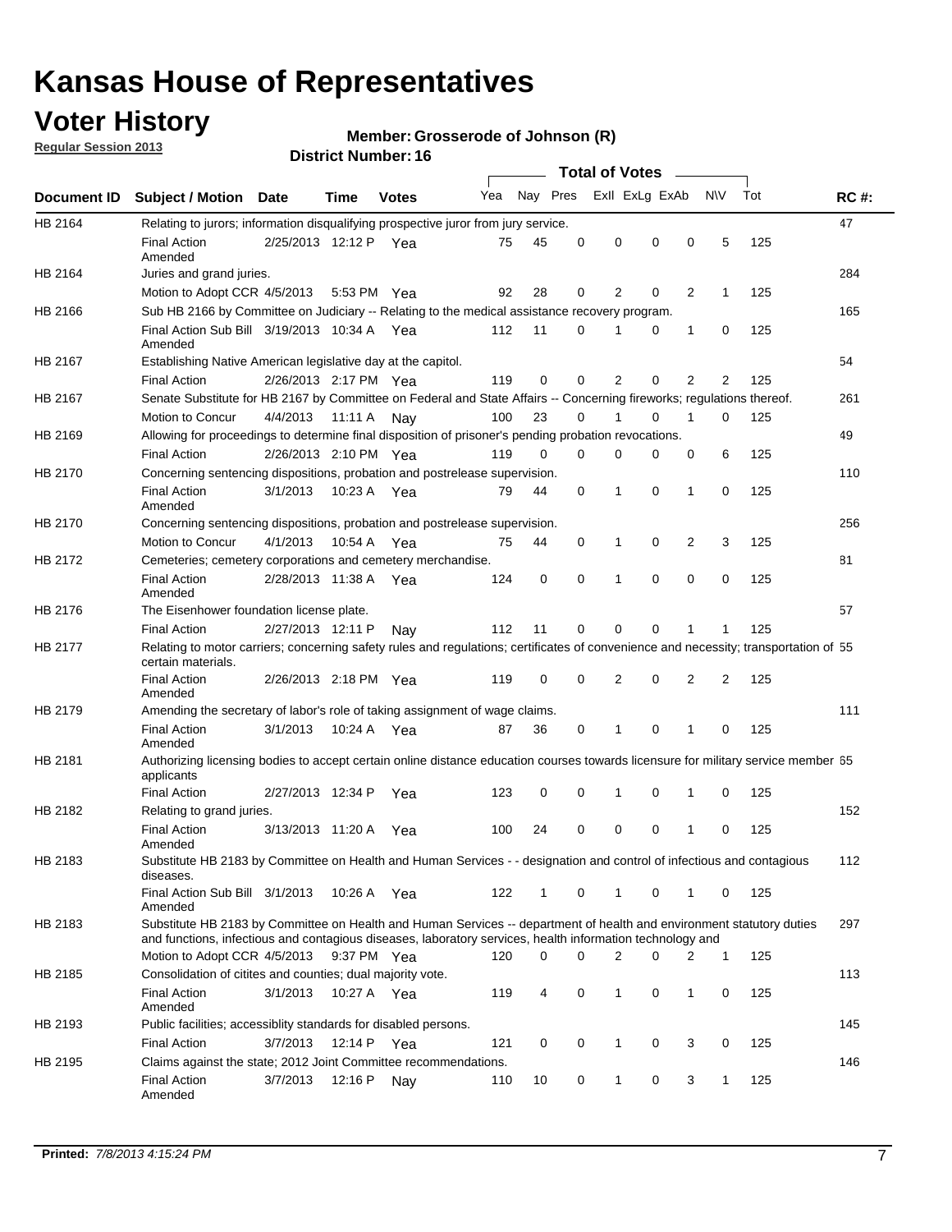# Kansas House of Representatives

## Voter History

**Regular Session 2013**

**Member: Grosserode of Johnson (R)**

**District Number: 16**

| Document ID | Subject / Motion | Date | Time | Votes | Yea | Nay | Pres | ExII | ExLg | ExAb | N\V | Tot | RC #: |
|---|---|---|---|---|---|---|---|---|---|---|---|---|---|
| HB 2164 | Relating to jurors; information disqualifying prospective juror from jury service. | | | | | | | | | | | | 47 |
| | Final Action Amended | 2/25/2013 | 12:12 P | Yea | 75 | 45 | 0 | 0 | 0 | 0 | 5 | 125 | |
| HB 2164 | Juries and grand juries. | | | | | | | | | | | | 284 |
| | Motion to Adopt CCR | 4/5/2013 | 5:53 PM | Yea | 92 | 28 | 0 | 2 | 0 | 2 | 1 | 125 | |
| HB 2166 | Sub HB 2166 by Committee on Judiciary -- Relating to the medical assistance recovery program. | | | | | | | | | | | | 165 |
| | Final Action Sub Bill Amended | 3/19/2013 | 10:34 A | Yea | 112 | 11 | 0 | 1 | 0 | 1 | 0 | 125 | |
| HB 2167 | Establishing Native American legislative day at the capitol. | | | | | | | | | | | | 54 |
| | Final Action | 2/26/2013 | 2:17 PM | Yea | 119 | 0 | 0 | 2 | 0 | 2 | 2 | 125 | |
| HB 2167 | Senate Substitute for HB 2167 by Committee on Federal and State Affairs -- Concerning fireworks; regulations thereof. | | | | | | | | | | | | 261 |
| | Motion to Concur | 4/4/2013 | 11:11 A | Nay | 100 | 23 | 0 | 1 | 0 | 1 | 0 | 125 | |
| HB 2169 | Allowing for proceedings to determine final disposition of prisoner's pending probation revocations. | | | | | | | | | | | | 49 |
| | Final Action | 2/26/2013 | 2:10 PM | Yea | 119 | 0 | 0 | 0 | 0 | 0 | 6 | 125 | |
| HB 2170 | Concerning sentencing dispositions, probation and postrelease supervision. | | | | | | | | | | | | 110 |
| | Final Action Amended | 3/1/2013 | 10:23 A | Yea | 79 | 44 | 0 | 1 | 0 | 1 | 0 | 125 | |
| HB 2170 | Concerning sentencing dispositions, probation and postrelease supervision. | | | | | | | | | | | | 256 |
| | Motion to Concur | 4/1/2013 | 10:54 A | Yea | 75 | 44 | 0 | 1 | 0 | 2 | 3 | 125 | |
| HB 2172 | Cemeteries; cemetery corporations and cemetery merchandise. | | | | | | | | | | | | 81 |
| | Final Action Amended | 2/28/2013 | 11:38 A | Yea | 124 | 0 | 0 | 1 | 0 | 0 | 0 | 125 | |
| HB 2176 | The Eisenhower foundation license plate. | | | | | | | | | | | | 57 |
| | Final Action | 2/27/2013 | 12:11 P | Nay | 112 | 11 | 0 | 0 | 0 | 1 | 1 | 125 | |
| HB 2177 | Relating to motor carriers; concerning safety rules and regulations; certificates of convenience and necessity; transportation of certain materials. | | | | | | | | | | | | 55 |
| | Final Action Amended | 2/26/2013 | 2:18 PM | Yea | 119 | 0 | 0 | 2 | 0 | 2 | 2 | 125 | |
| HB 2179 | Amending the secretary of labor's role of taking assignment of wage claims. | | | | | | | | | | | | 111 |
| | Final Action Amended | 3/1/2013 | 10:24 A | Yea | 87 | 36 | 0 | 1 | 0 | 1 | 0 | 125 | |
| HB 2181 | Authorizing licensing bodies to accept certain online distance education courses towards licensure for military service member applicants | | | | | | | | | | | | 65 |
| | Final Action | 2/27/2013 | 12:34 P | Yea | 123 | 0 | 0 | 1 | 0 | 1 | 0 | 125 | |
| HB 2182 | Relating to grand juries. | | | | | | | | | | | | 152 |
| | Final Action Amended | 3/13/2013 | 11:20 A | Yea | 100 | 24 | 0 | 0 | 0 | 1 | 0 | 125 | |
| HB 2183 | Substitute HB 2183 by Committee on Health and Human Services - - designation and control of infectious and contagious diseases. | | | | | | | | | | | | 112 |
| | Final Action Sub Bill Amended | 3/1/2013 | 10:26 A | Yea | 122 | 1 | 0 | 1 | 0 | 1 | 0 | 125 | |
| HB 2183 | Substitute HB 2183 by Committee on Health and Human Services -- department of health and environment statutory duties and functions, infectious and contagious diseases, laboratory services, health information technology and | | | | | | | | | | | | 297 |
| | Motion to Adopt CCR | 4/5/2013 | 9:37 PM | Yea | 120 | 0 | 0 | 2 | 0 | 2 | 1 | 125 | |
| HB 2185 | Consolidation of citites and counties; dual majority vote. | | | | | | | | | | | | 113 |
| | Final Action Amended | 3/1/2013 | 10:27 A | Yea | 119 | 4 | 0 | 1 | 0 | 1 | 0 | 125 | |
| HB 2193 | Public facilities; accessiblity standards for disabled persons. | | | | | | | | | | | | 145 |
| | Final Action | 3/7/2013 | 12:14 P | Yea | 121 | 0 | 0 | 1 | 0 | 3 | 0 | 125 | |
| HB 2195 | Claims against the state; 2012 Joint Committee recommendations. | | | | | | | | | | | | 146 |
| | Final Action Amended | 3/7/2013 | 12:16 P | Nay | 110 | 10 | 0 | 1 | 0 | 3 | 1 | 125 | |

**Printed:** *7/8/2013 4:15:24 PM*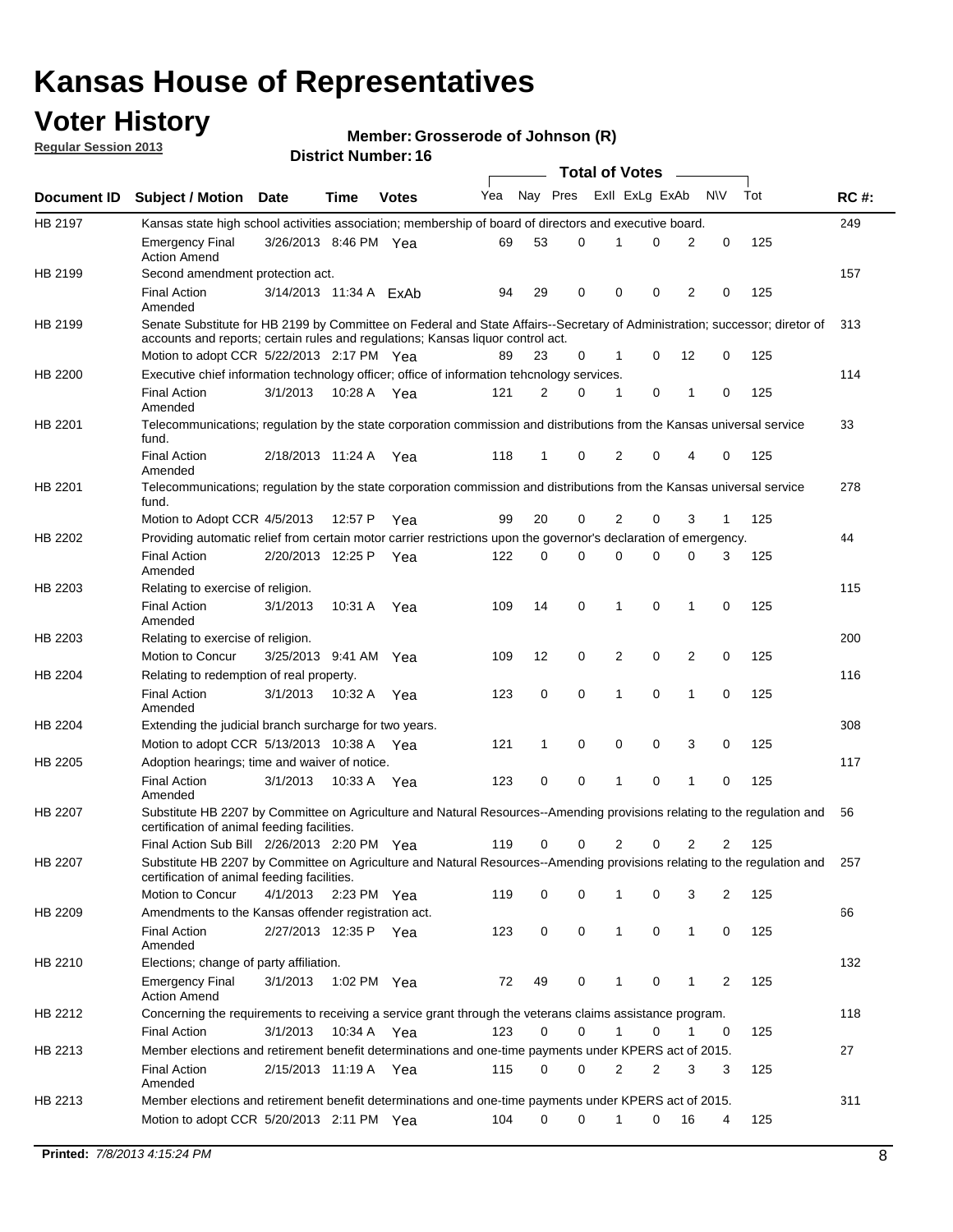# Kansas House of Representatives

## Voter History

**Regular Session 2013**

**Member: Grosserode of Johnson (R)**

**District Number: 16**

| Document ID | Subject / Motion | Date | Time | Votes | Yea | Nay | Pres | ExII | ExLg | ExAb | N\V | Tot | RC #: |
|---|---|---|---|---|---|---|---|---|---|---|---|---|---|
| HB 2197 | Kansas state high school activities association; membership of board of directors and executive board. | | | | | | | | | | | | 249 |
| | Emergency Final Action Amend | 3/26/2013 | 8:46 PM | Yea | 69 | 53 | 0 | 1 | 0 | 2 | 0 | 125 | |
| HB 2199 | Second amendment protection act. | | | | | | | | | | | | 157 |
| | Final Action Amended | 3/14/2013 | 11:34 A | ExAb | 94 | 29 | 0 | 0 | 0 | 2 | 0 | 125 | |
| HB 2199 | Senate Substitute for HB 2199 by Committee on Federal and State Affairs--Secretary of Administration; successor; diretor of accounts and reports; certain rules and regulations; Kansas liquor control act. | | | | | | | | | | | | 313 |
| | Motion to adopt CCR | 5/22/2013 | 2:17 PM | Yea | 89 | 23 | 0 | 1 | 0 | 12 | 0 | 125 | |
| HB 2200 | Executive chief information technology officer; office of information tehcnology services. | | | | | | | | | | | | 114 |
| | Final Action Amended | 3/1/2013 | 10:28 A | Yea | 121 | 2 | 0 | 1 | 0 | 1 | 0 | 125 | |
| HB 2201 | Telecommunications; regulation by the state corporation commission and distributions from the Kansas universal service fund. | | | | | | | | | | | | 33 |
| | Final Action Amended | 2/18/2013 | 11:24 A | Yea | 118 | 1 | 0 | 2 | 0 | 4 | 0 | 125 | |
| HB 2201 | Telecommunications; regulation by the state corporation commission and distributions from the Kansas universal service fund. | | | | | | | | | | | | 278 |
| | Motion to Adopt CCR | 4/5/2013 | 12:57 P | Yea | 99 | 20 | 0 | 2 | 0 | 3 | 1 | 125 | |
| HB 2202 | Providing automatic relief from certain motor carrier restrictions upon the governor's declaration of emergency. | | | | | | | | | | | | 44 |
| | Final Action Amended | 2/20/2013 | 12:25 P | Yea | 122 | 0 | 0 | 0 | 0 | 0 | 3 | 125 | |
| HB 2203 | Relating to exercise of religion. | | | | | | | | | | | | 115 |
| | Final Action Amended | 3/1/2013 | 10:31 A | Yea | 109 | 14 | 0 | 1 | 0 | 1 | 0 | 125 | |
| HB 2203 | Relating to exercise of religion. | | | | | | | | | | | | 200 |
| | Motion to Concur | 3/25/2013 | 9:41 AM | Yea | 109 | 12 | 0 | 2 | 0 | 2 | 0 | 125 | |
| HB 2204 | Relating to redemption of real property. | | | | | | | | | | | | 116 |
| | Final Action Amended | 3/1/2013 | 10:32 A | Yea | 123 | 0 | 0 | 1 | 0 | 1 | 0 | 125 | |
| HB 2204 | Extending the judicial branch surcharge for two years. | | | | | | | | | | | | 308 |
| | Motion to adopt CCR | 5/13/2013 | 10:38 A | Yea | 121 | 1 | 0 | 0 | 0 | 3 | 0 | 125 | |
| HB 2205 | Adoption hearings; time and waiver of notice. | | | | | | | | | | | | 117 |
| | Final Action Amended | 3/1/2013 | 10:33 A | Yea | 123 | 0 | 0 | 1 | 0 | 1 | 0 | 125 | |
| HB 2207 | Substitute HB 2207 by Committee on Agriculture and Natural Resources--Amending provisions relating to the regulation and certification of animal feeding facilities. | | | | | | | | | | | | 56 |
| | Final Action Sub Bill | 2/26/2013 | 2:20 PM | Yea | 119 | 0 | 0 | 2 | 0 | 2 | 2 | 125 | |
| HB 2207 | Substitute HB 2207 by Committee on Agriculture and Natural Resources--Amending provisions relating to the regulation and certification of animal feeding facilities. | | | | | | | | | | | | 257 |
| | Motion to Concur | 4/1/2013 | 2:23 PM | Yea | 119 | 0 | 0 | 1 | 0 | 3 | 2 | 125 | |
| HB 2209 | Amendments to the Kansas offender registration act. | | | | | | | | | | | | 66 |
| | Final Action Amended | 2/27/2013 | 12:35 P | Yea | 123 | 0 | 0 | 1 | 0 | 1 | 0 | 125 | |
| HB 2210 | Elections; change of party affiliation. | | | | | | | | | | | | 132 |
| | Emergency Final Action Amend | 3/1/2013 | 1:02 PM | Yea | 72 | 49 | 0 | 1 | 0 | 1 | 2 | 125 | |
| HB 2212 | Concerning the requirements to receiving a service grant through the veterans claims assistance program. | | | | | | | | | | | | 118 |
| | Final Action | 3/1/2013 | 10:34 A | Yea | 123 | 0 | 0 | 1 | 0 | 1 | 0 | 125 | |
| HB 2213 | Member elections and retirement benefit determinations and one-time payments under KPERS act of 2015. | | | | | | | | | | | | 27 |
| | Final Action Amended | 2/15/2013 | 11:19 A | Yea | 115 | 0 | 0 | 2 | 2 | 3 | 3 | 125 | |
| HB 2213 | Member elections and retirement benefit determinations and one-time payments under KPERS act of 2015. | | | | | | | | | | | | 311 |
| | Motion to adopt CCR | 5/20/2013 | 2:11 PM | Yea | 104 | 0 | 0 | 1 | 0 | 16 | 4 | 125 | |

**Printed:** *7/8/2013 4:15:24 PM*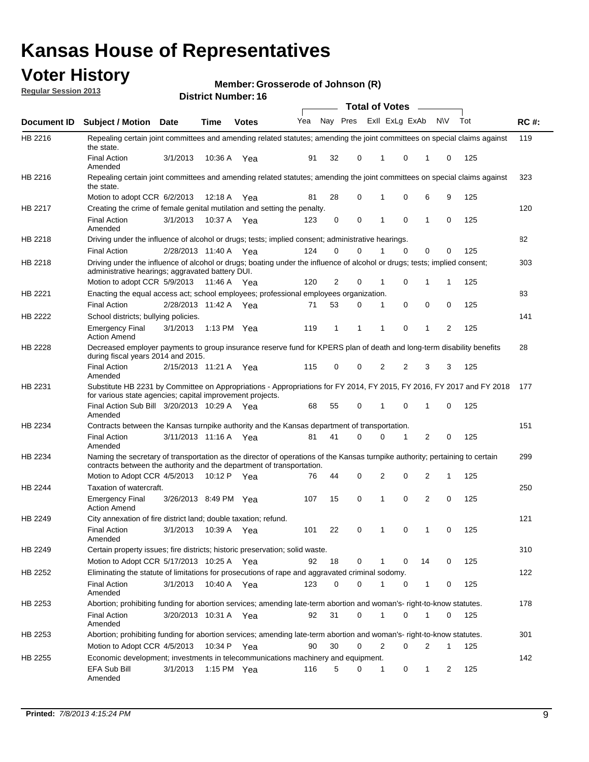# Kansas House of Representatives

## Voter History

**Regular Session 2013**

**Member: Grosserode of Johnson (R)**

**District Number: 16**

| Document ID | Subject / Motion | Date | Time | Votes | Yea | Nay | Pres | ExII | ExLg | ExAb | N\V | Tot | RC #: |
|---|---|---|---|---|---|---|---|---|---|---|---|---|---|
| HB 2216 | Repealing certain joint committees and amending related statutes; amending the joint committees on special claims against the state. | | | | | | | | | | | | 119 |
| | Final Action Amended | 3/1/2013 | 10:36 A | Yea | 91 | 32 | 0 | 1 | 0 | 1 | 0 | 125 | |
| HB 2216 | Repealing certain joint committees and amending related statutes; amending the joint committees on special claims against the state. | | | | | | | | | | | | 323 |
| | Motion to adopt CCR | 6/2/2013 | 12:18 A | Yea | 81 | 28 | 0 | 1 | 0 | 6 | 9 | 125 | |
| HB 2217 | Creating the crime of female genital mutilation and setting the penalty. | | | | | | | | | | | | 120 |
| | Final Action Amended | 3/1/2013 | 10:37 A | Yea | 123 | 0 | 0 | 1 | 0 | 1 | 0 | 125 | |
| HB 2218 | Driving under the influence of alcohol or drugs; tests; implied consent; administrative hearings. | | | | | | | | | | | | 82 |
| | Final Action | 2/28/2013 | 11:40 A | Yea | 124 | 0 | 0 | 1 | 0 | 0 | 0 | 125 | |
| HB 2218 | Driving under the influence of alcohol or drugs; boating under the influence of alcohol or drugs; tests; implied consent; administrative hearings; aggravated battery DUI. | | | | | | | | | | | | 303 |
| | Motion to adopt CCR | 5/9/2013 | 11:46 A | Yea | 120 | 2 | 0 | 1 | 0 | 1 | 1 | 125 | |
| HB 2221 | Enacting the equal access act; school employees; professional employees organization. | | | | | | | | | | | | 83 |
| | Final Action | 2/28/2013 | 11:42 A | Yea | 71 | 53 | 0 | 1 | 0 | 0 | 0 | 125 | |
| HB 2222 | School districts; bullying policies. | | | | | | | | | | | | 141 |
| | Emergency Final Action Amend | 3/1/2013 | 1:13 PM | Yea | 119 | 1 | 1 | 1 | 0 | 1 | 2 | 125 | |
| HB 2228 | Decreased employer payments to group insurance reserve fund for KPERS plan of death and long-term disability benefits during fiscal years 2014 and 2015. | | | | | | | | | | | | 28 |
| | Final Action Amended | 2/15/2013 | 11:21 A | Yea | 115 | 0 | 0 | 2 | 2 | 3 | 3 | 125 | |
| HB 2231 | Substitute HB 2231 by Committee on Appropriations - Appropriations for FY 2014, FY 2015, FY 2016, FY 2017 and FY 2018 for various state agencies; capital improvement projects. | | | | | | | | | | | | 177 |
| | Final Action Sub Bill Amended | 3/20/2013 | 10:29 A | Yea | 68 | 55 | 0 | 1 | 0 | 1 | 0 | 125 | |
| HB 2234 | Contracts between the Kansas turnpike authority and the Kansas department of transportation. | | | | | | | | | | | | 151 |
| | Final Action Amended | 3/11/2013 | 11:16 A | Yea | 81 | 41 | 0 | 0 | 1 | 2 | 0 | 125 | |
| HB 2234 | Naming the secretary of transportation as the director of operations of the Kansas turnpike authority; pertaining to certain contracts between the authority and the department of transportation. | | | | | | | | | | | | 299 |
| | Motion to Adopt CCR | 4/5/2013 | 10:12 P | Yea | 76 | 44 | 0 | 2 | 0 | 2 | 1 | 125 | |
| HB 2244 | Taxation of watercraft. | | | | | | | | | | | | 250 |
| | Emergency Final Action Amend | 3/26/2013 | 8:49 PM | Yea | 107 | 15 | 0 | 1 | 0 | 2 | 0 | 125 | |
| HB 2249 | City annexation of fire district land; double taxation; refund. | | | | | | | | | | | | 121 |
| | Final Action Amended | 3/1/2013 | 10:39 A | Yea | 101 | 22 | 0 | 1 | 0 | 1 | 0 | 125 | |
| HB 2249 | Certain property issues; fire districts; historic preservation; solid waste. | | | | | | | | | | | | 310 |
| | Motion to Adopt CCR | 5/17/2013 | 10:25 A | Yea | 92 | 18 | 0 | 1 | 0 | 14 | 0 | 125 | |
| HB 2252 | Eliminating the statute of limitations for prosecutions of rape and aggravated criminal sodomy. | | | | | | | | | | | | 122 |
| | Final Action Amended | 3/1/2013 | 10:40 A | Yea | 123 | 0 | 0 | 1 | 0 | 1 | 0 | 125 | |
| HB 2253 | Abortion; prohibiting funding for abortion services; amending late-term abortion and woman's- right-to-know statutes. | | | | | | | | | | | | 178 |
| | Final Action Amended | 3/20/2013 | 10:31 A | Yea | 92 | 31 | 0 | 1 | 0 | 1 | 0 | 125 | |
| HB 2253 | Abortion; prohibiting funding for abortion services; amending late-term abortion and woman's- right-to-know statutes. | | | | | | | | | | | | 301 |
| | Motion to Adopt CCR | 4/5/2013 | 10:34 P | Yea | 90 | 30 | 0 | 2 | 0 | 2 | 1 | 125 | |
| HB 2255 | Economic development; investments in telecommunications machinery and equipment. | | | | | | | | | | | | 142 |
| | EFA Sub Bill Amended | 3/1/2013 | 1:15 PM | Yea | 116 | 5 | 0 | 1 | 0 | 1 | 2 | 125 | |

**Printed:** *7/8/2013 4:15:24 PM*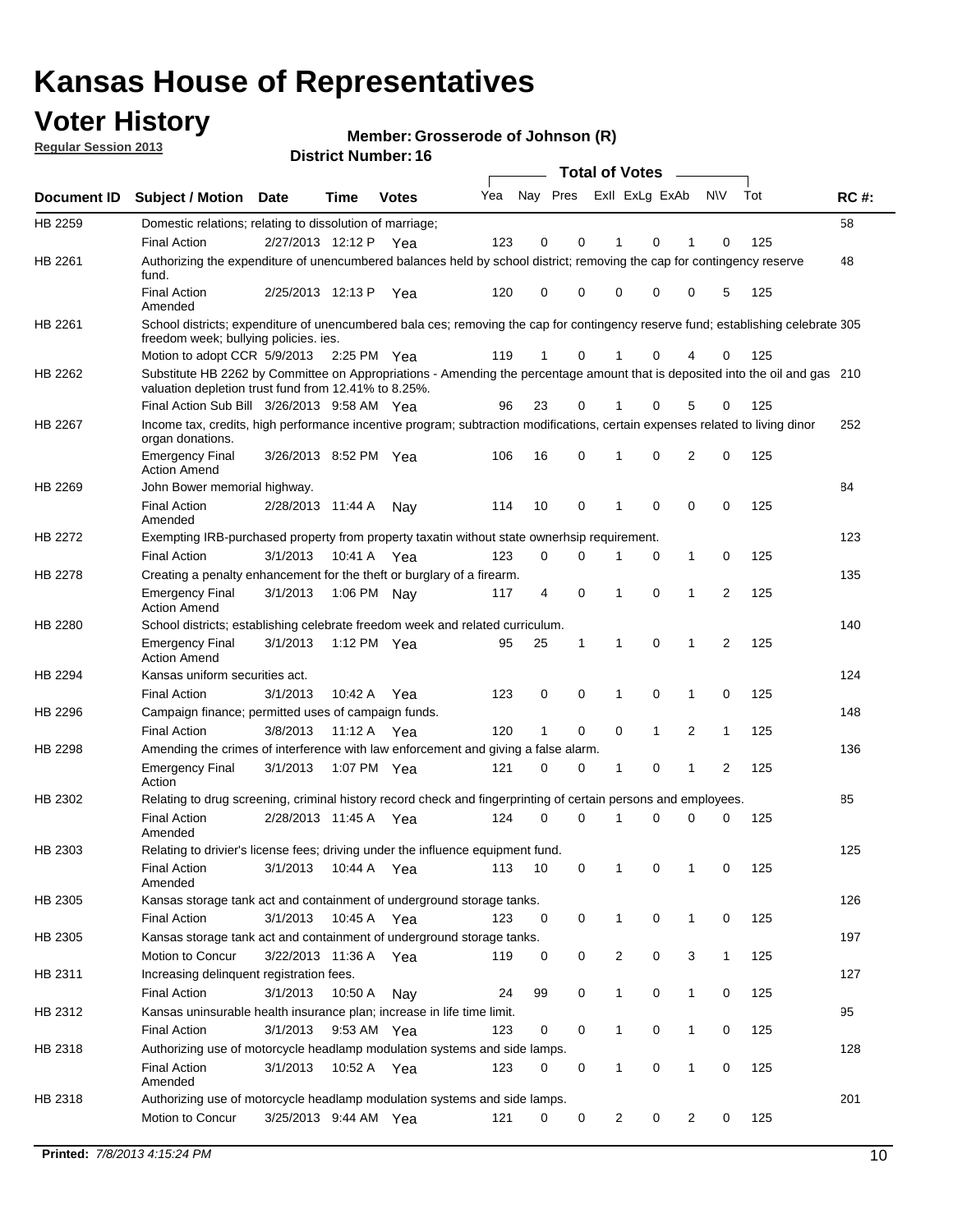# Kansas House of Representatives

## Voter History

**Regular Session 2013**

**Member: Grosserode of Johnson (R)**

**District Number: 16**

| Document ID | Subject / Motion | Date | Time | Votes | Yea | Nay | Pres | ExII | ExLg | ExAb | N\V | Tot | RC #: |
|---|---|---|---|---|---|---|---|---|---|---|---|---|---|
| HB 2259 | Domestic relations; relating to dissolution of marriage; | | | | | | | | | | | | 58 |
| | Final Action | 2/27/2013 | 12:12 P | Yea | 123 | 0 | 0 | 1 | 0 | 1 | 0 | 125 | |
| HB 2261 | Authorizing the expenditure of unencumbered balances held by school district; removing the cap for contingency reserve fund. | | | | | | | | | | | | 48 |
| | Final Action Amended | 2/25/2013 | 12:13 P | Yea | 120 | 0 | 0 | 0 | 0 | 0 | 5 | 125 | |
| HB 2261 | School districts; expenditure of unencumbered bala ces; removing the cap for contingency reserve fund; establishing celebrate freedom week; bullying policies. ies. | | | | | | | | | | | | 305 |
| | Motion to adopt CCR | 5/9/2013 | 2:25 PM | Yea | 119 | 1 | 0 | 1 | 0 | 4 | 0 | 125 | |
| HB 2262 | Substitute HB 2262 by Committee on Appropriations - Amending the percentage amount that is deposited into the oil and gas valuation depletion trust fund from 12.41% to 8.25%. | | | | | | | | | | | | 210 |
| | Final Action Sub Bill | 3/26/2013 | 9:58 AM | Yea | 96 | 23 | 0 | 1 | 0 | 5 | 0 | 125 | |
| HB 2267 | Income tax, credits, high performance incentive program; subtraction modifications, certain expenses related to living dinor organ donations. | | | | | | | | | | | | 252 |
| | Emergency Final Action Amend | 3/26/2013 | 8:52 PM | Yea | 106 | 16 | 0 | 1 | 0 | 2 | 0 | 125 | |
| HB 2269 | John Bower memorial highway. | | | | | | | | | | | | 84 |
| | Final Action Amended | 2/28/2013 | 11:44 A | Nay | 114 | 10 | 0 | 1 | 0 | 0 | 0 | 125 | |
| HB 2272 | Exempting IRB-purchased property from property taxatin without state ownerhsip requirement. | | | | | | | | | | | | 123 |
| | Final Action | 3/1/2013 | 10:41 A | Yea | 123 | 0 | 0 | 1 | 0 | 1 | 0 | 125 | |
| HB 2278 | Creating a penalty enhancement for the theft or burglary of a firearm. | | | | | | | | | | | | 135 |
| | Emergency Final Action Amend | 3/1/2013 | 1:06 PM | Nay | 117 | 4 | 0 | 1 | 0 | 1 | 2 | 125 | |
| HB 2280 | School districts; establishing celebrate freedom week and related curriculum. | | | | | | | | | | | | 140 |
| | Emergency Final Action Amend | 3/1/2013 | 1:12 PM | Yea | 95 | 25 | 1 | 1 | 0 | 1 | 2 | 125 | |
| HB 2294 | Kansas uniform securities act. | | | | | | | | | | | | 124 |
| | Final Action | 3/1/2013 | 10:42 A | Yea | 123 | 0 | 0 | 1 | 0 | 1 | 0 | 125 | |
| HB 2296 | Campaign finance; permitted uses of campaign funds. | | | | | | | | | | | | 148 |
| | Final Action | 3/8/2013 | 11:12 A | Yea | 120 | 1 | 0 | 0 | 1 | 2 | 1 | 125 | |
| HB 2298 | Amending the crimes of interference with law enforcement and giving a false alarm. | | | | | | | | | | | | 136 |
| | Emergency Final Action | 3/1/2013 | 1:07 PM | Yea | 121 | 0 | 0 | 1 | 0 | 1 | 2 | 125 | |
| HB 2302 | Relating to drug screening, criminal history record check and fingerprinting of certain persons and employees. | | | | | | | | | | | | 85 |
| | Final Action Amended | 2/28/2013 | 11:45 A | Yea | 124 | 0 | 0 | 1 | 0 | 0 | 0 | 125 | |
| HB 2303 | Relating to drivier's license fees; driving under the influence equipment fund. | | | | | | | | | | | | 125 |
| | Final Action Amended | 3/1/2013 | 10:44 A | Yea | 113 | 10 | 0 | 1 | 0 | 1 | 0 | 125 | |
| HB 2305 | Kansas storage tank act and containment of underground storage tanks. | | | | | | | | | | | | 126 |
| | Final Action | 3/1/2013 | 10:45 A | Yea | 123 | 0 | 0 | 1 | 0 | 1 | 0 | 125 | |
| HB 2305 | Kansas storage tank act and containment of underground storage tanks. | | | | | | | | | | | | 197 |
| | Motion to Concur | 3/22/2013 | 11:36 A | Yea | 119 | 0 | 0 | 2 | 0 | 3 | 1 | 125 | |
| HB 2311 | Increasing delinquent registration fees. | | | | | | | | | | | | 127 |
| | Final Action | 3/1/2013 | 10:50 A | Nay | 24 | 99 | 0 | 1 | 0 | 1 | 0 | 125 | |
| HB 2312 | Kansas uninsurable health insurance plan; increase in life time limit. | | | | | | | | | | | | 95 |
| | Final Action | 3/1/2013 | 9:53 AM | Yea | 123 | 0 | 0 | 1 | 0 | 1 | 0 | 125 | |
| HB 2318 | Authorizing use of motorcycle headlamp modulation systems and side lamps. | | | | | | | | | | | | 128 |
| | Final Action Amended | 3/1/2013 | 10:52 A | Yea | 123 | 0 | 0 | 1 | 0 | 1 | 0 | 125 | |
| HB 2318 | Authorizing use of motorcycle headlamp modulation systems and side lamps. | | | | | | | | | | | | 201 |
| | Motion to Concur | 3/25/2013 | 9:44 AM | Yea | 121 | 0 | 0 | 2 | 0 | 2 | 0 | 125 | |

**Printed:** *7/8/2013 4:15:24 PM*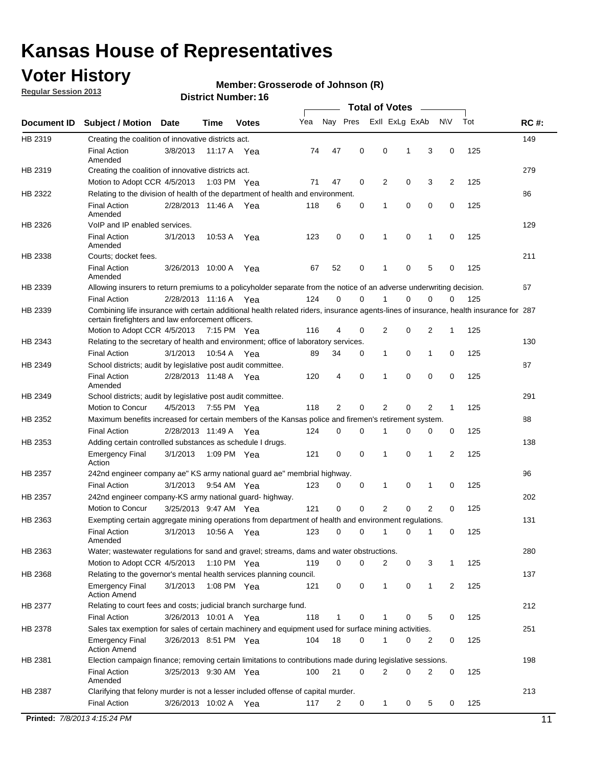# Kansas House of Representatives

## Voter History

**Regular Session 2013**

**Member: Grosserode of Johnson (R)**

**District Number: 16**

| Document ID | Subject / Motion | Date | Time | Votes | Yea | Nay | Pres | ExII | ExLg | ExAb | N\V | Tot | RC #: |
|---|---|---|---|---|---|---|---|---|---|---|---|---|---|
| HB 2319 | Creating the coalition of innovative districts act. | | | | | | | | | | | | 149 |
| | Final Action Amended | 3/8/2013 | 11:17 A | Yea | 74 | 47 | 0 | 0 | 1 | 3 | 0 | 125 | |
| HB 2319 | Creating the coalition of innovative districts act. | | | | | | | | | | | | 279 |
| | Motion to Adopt CCR | 4/5/2013 | 1:03 PM | Yea | 71 | 47 | 0 | 2 | 0 | 3 | 2 | 125 | |
| HB 2322 | Relating to the division of health of the department of health and environment. | | | | | | | | | | | | 86 |
| | Final Action Amended | 2/28/2013 | 11:46 A | Yea | 118 | 6 | 0 | 1 | 0 | 0 | 0 | 125 | |
| HB 2326 | VoIP and IP enabled services. | | | | | | | | | | | | 129 |
| | Final Action Amended | 3/1/2013 | 10:53 A | Yea | 123 | 0 | 0 | 1 | 0 | 1 | 0 | 125 | |
| HB 2338 | Courts; docket fees. | | | | | | | | | | | | 211 |
| | Final Action Amended | 3/26/2013 | 10:00 A | Yea | 67 | 52 | 0 | 1 | 0 | 5 | 0 | 125 | |
| HB 2339 | Allowing insurers to return premiums to a policyholder separate from the notice of an adverse underwriting decision. | | | | | | | | | | | | 67 |
| | Final Action | 2/28/2013 | 11:16 A | Yea | 124 | 0 | 0 | 1 | 0 | 0 | 0 | 125 | |
| HB 2339 | Combining life insurance with certain additional health related riders, insurance agents-lines of insurance, health insurance for certain firefighters and law enforcement officers. | | | | | | | | | | | | 287 |
| | Motion to Adopt CCR | 4/5/2013 | 7:15 PM | Yea | 116 | 4 | 0 | 2 | 0 | 2 | 1 | 125 | |
| HB 2343 | Relating to the secretary of health and environment; office of laboratory services. | | | | | | | | | | | | 130 |
| | Final Action | 3/1/2013 | 10:54 A | Yea | 89 | 34 | 0 | 1 | 0 | 1 | 0 | 125 | |
| HB 2349 | School districts; audit by legislative post audit committee. | | | | | | | | | | | | 87 |
| | Final Action Amended | 2/28/2013 | 11:48 A | Yea | 120 | 4 | 0 | 1 | 0 | 0 | 0 | 125 | |
| HB 2349 | School districts; audit by legislative post audit committee. | | | | | | | | | | | | 291 |
| | Motion to Concur | 4/5/2013 | 7:55 PM | Yea | 118 | 2 | 0 | 2 | 0 | 2 | 1 | 125 | |
| HB 2352 | Maximum benefits increased for certain members of the Kansas police and firemen's retirement system. | | | | | | | | | | | | 88 |
| | Final Action | 2/28/2013 | 11:49 A | Yea | 124 | 0 | 0 | 1 | 0 | 0 | 0 | 125 | |
| HB 2353 | Adding certain controlled substances as schedule I drugs. | | | | | | | | | | | | 138 |
| | Emergency Final Action | 3/1/2013 | 1:09 PM | Yea | 121 | 0 | 0 | 1 | 0 | 1 | 2 | 125 | |
| HB 2357 | 242nd engineer company ae" KS army national guard ae" membrial highway. | | | | | | | | | | | | 96 |
| | Final Action | 3/1/2013 | 9:54 AM | Yea | 123 | 0 | 0 | 1 | 0 | 1 | 0 | 125 | |
| HB 2357 | 242nd engineer company-KS army national guard- highway. | | | | | | | | | | | | 202 |
| | Motion to Concur | 3/25/2013 | 9:47 AM | Yea | 121 | 0 | 0 | 2 | 0 | 2 | 0 | 125 | |
| HB 2363 | Exempting certain aggregate mining operations from department of health and environment regulations. | | | | | | | | | | | | 131 |
| | Final Action Amended | 3/1/2013 | 10:56 A | Yea | 123 | 0 | 0 | 1 | 0 | 1 | 0 | 125 | |
| HB 2363 | Water; wastewater regulations for sand and gravel; streams, dams and water obstructions. | | | | | | | | | | | | 280 |
| | Motion to Adopt CCR | 4/5/2013 | 1:10 PM | Yea | 119 | 0 | 0 | 2 | 0 | 3 | 1 | 125 | |
| HB 2368 | Relating to the governor's mental health services planning council. | | | | | | | | | | | | 137 |
| | Emergency Final Action Amend | 3/1/2013 | 1:08 PM | Yea | 121 | 0 | 0 | 1 | 0 | 1 | 2 | 125 | |
| HB 2377 | Relating to court fees and costs; judicial branch surcharge fund. | | | | | | | | | | | | 212 |
| | Final Action | 3/26/2013 | 10:01 A | Yea | 118 | 1 | 0 | 1 | 0 | 5 | 0 | 125 | |
| HB 2378 | Sales tax exemption for sales of certain machinery and equipment used for surface mining activities. | | | | | | | | | | | | 251 |
| | Emergency Final Action Amend | 3/26/2013 | 8:51 PM | Yea | 104 | 18 | 0 | 1 | 0 | 2 | 0 | 125 | |
| HB 2381 | Election campaign finance; removing certain limitations to contributions made during legislative sessions. | | | | | | | | | | | | 198 |
| | Final Action Amended | 3/25/2013 | 9:30 AM | Yea | 100 | 21 | 0 | 2 | 0 | 2 | 0 | 125 | |
| HB 2387 | Clarifying that felony murder is not a lesser included offense of capital murder. | | | | | | | | | | | | 213 |
| | Final Action | 3/26/2013 | 10:02 A | Yea | 117 | 2 | 0 | 1 | 0 | 5 | 0 | 125 | |

**Printed:** *7/8/2013 4:15:24 PM*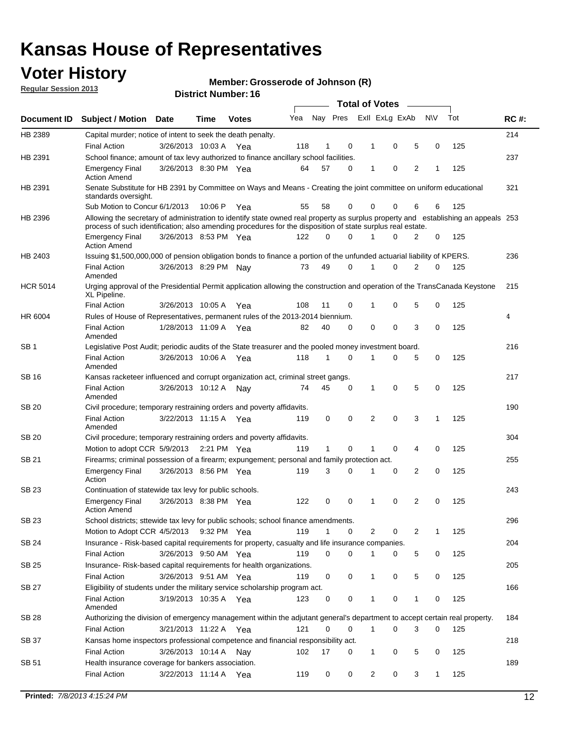# Kansas House of Representatives

## Voter History

**Regular Session 2013**

**Member: Grosserode of Johnson (R)**

**District Number: 16**

| Document ID | Subject / Motion | Date | Time | Votes | Yea | Nay | Pres | ExII | ExLg | ExAb | N\V | Tot | RC #: |
|---|---|---|---|---|---|---|---|---|---|---|---|---|---|
| HB 2389 | Capital murder; notice of intent to seek the death penalty. | | | | | | | | | | | | 214 |
| | Final Action | 3/26/2013 | 10:03 A | Yea | 118 | 1 | 0 | 1 | 0 | 5 | 0 | 125 | |
| HB 2391 | School finance; amount of tax levy authorized to finance ancillary school facilities. | | | | | | | | | | | | 237 |
| | Emergency Final Action Amend | 3/26/2013 | 8:30 PM | Yea | 64 | 57 | 0 | 1 | 0 | 2 | 1 | 125 | |
| HB 2391 | Senate Substitute for HB 2391 by Committee on Ways and Means - Creating the joint committee on uniform educational standards oversight. | | | | | | | | | | | | 321 |
| | Sub Motion to Concur | 6/1/2013 | 10:06 P | Yea | 55 | 58 | 0 | 0 | 0 | 6 | 6 | 125 | |
| HB 2396 | Allowing the secretary of administration to identify state owned real property as surplus property and establishing an appeals process of such identification; also amending procedures for the disposition of state surplus real estate. | | | | | | | | | | | | 253 |
| | Emergency Final Action Amend | 3/26/2013 | 8:53 PM | Yea | 122 | 0 | 0 | 1 | 0 | 2 | 0 | 125 | |
| HB 2403 | Issuing $1,500,000,000 of pension obligation bonds to finance a portion of the unfunded actuarial liability of KPERS. | | | | | | | | | | | | 236 |
| | Final Action Amended | 3/26/2013 | 8:29 PM | Nay | 73 | 49 | 0 | 1 | 0 | 2 | 0 | 125 | |
| HCR 5014 | Urging approval of the Presidential Permit application allowing the construction and operation of the TransCanada Keystone XL Pipeline. | | | | | | | | | | | | 215 |
| | Final Action | 3/26/2013 | 10:05 A | Yea | 108 | 11 | 0 | 1 | 0 | 5 | 0 | 125 | |
| HR 6004 | Rules of House of Representatives, permanent rules of the 2013-2014 biennium. | | | | | | | | | | | | 4 |
| | Final Action Amended | 1/28/2013 | 11:09 A | Yea | 82 | 40 | 0 | 0 | 0 | 3 | 0 | 125 | |
| SB 1 | Legislative Post Audit; periodic audits of the State treasurer and the pooled money investment board. | | | | | | | | | | | | 216 |
| | Final Action Amended | 3/26/2013 | 10:06 A | Yea | 118 | 1 | 0 | 1 | 0 | 5 | 0 | 125 | |
| SB 16 | Kansas racketeer influenced and corrupt organization act, criminal street gangs. | | | | | | | | | | | | 217 |
| | Final Action Amended | 3/26/2013 | 10:12 A | Nay | 74 | 45 | 0 | 1 | 0 | 5 | 0 | 125 | |
| SB 20 | Civil procedure; temporary restraining orders and poverty affidavits. | | | | | | | | | | | | 190 |
| | Final Action Amended | 3/22/2013 | 11:15 A | Yea | 119 | 0 | 0 | 2 | 0 | 3 | 1 | 125 | |
| SB 20 | Civil procedure; temporary restraining orders and poverty affidavits. | | | | | | | | | | | | 304 |
| | Motion to adopt CCR | 5/9/2013 | 2:21 PM | Yea | 119 | 1 | 0 | 1 | 0 | 4 | 0 | 125 | |
| SB 21 | Firearms; criminal possession of a firearm; expungement; personal and family protection act. | | | | | | | | | | | | 255 |
| | Emergency Final Action | 3/26/2013 | 8:56 PM | Yea | 119 | 3 | 0 | 1 | 0 | 2 | 0 | 125 | |
| SB 23 | Continuation of statewide tax levy for public schools. | | | | | | | | | | | | 243 |
| | Emergency Final Action Amend | 3/26/2013 | 8:38 PM | Yea | 122 | 0 | 0 | 1 | 0 | 2 | 0 | 125 | |
| SB 23 | School districts; sttewide tax levy for public schools; school finance amendments. | | | | | | | | | | | | 296 |
| | Motion to Adopt CCR | 4/5/2013 | 9:32 PM | Yea | 119 | 1 | 0 | 2 | 0 | 2 | 1 | 125 | |
| SB 24 | Insurance - Risk-based capital requirements for property, casualty and life insurance companies. | | | | | | | | | | | | 204 |
| | Final Action | 3/26/2013 | 9:50 AM | Yea | 119 | 0 | 0 | 1 | 0 | 5 | 0 | 125 | |
| SB 25 | Insurance- Risk-based capital requirements for health organizations. | | | | | | | | | | | | 205 |
| | Final Action | 3/26/2013 | 9:51 AM | Yea | 119 | 0 | 0 | 1 | 0 | 5 | 0 | 125 | |
| SB 27 | Eligibility of students under the military service scholarship program act. | | | | | | | | | | | | 166 |
| | Final Action Amended | 3/19/2013 | 10:35 A | Yea | 123 | 0 | 0 | 1 | 0 | 1 | 0 | 125 | |
| SB 28 | Authorizing the division of emergency management within the adjutant general's department to accept certain real property. | | | | | | | | | | | | 184 |
| | Final Action | 3/21/2013 | 11:22 A | Yea | 121 | 0 | 0 | 1 | 0 | 3 | 0 | 125 | |
| SB 37 | Kansas home inspectors professional competence and financial responsibility act. | | | | | | | | | | | | 218 |
| | Final Action | 3/26/2013 | 10:14 A | Nay | 102 | 17 | 0 | 1 | 0 | 5 | 0 | 125 | |
| SB 51 | Health insurance coverage for bankers association. | | | | | | | | | | | | 189 |
| | Final Action | 3/22/2013 | 11:14 A | Yea | 119 | 0 | 0 | 2 | 0 | 3 | 1 | 125 | |

**Printed:** *7/8/2013 4:15:24 PM*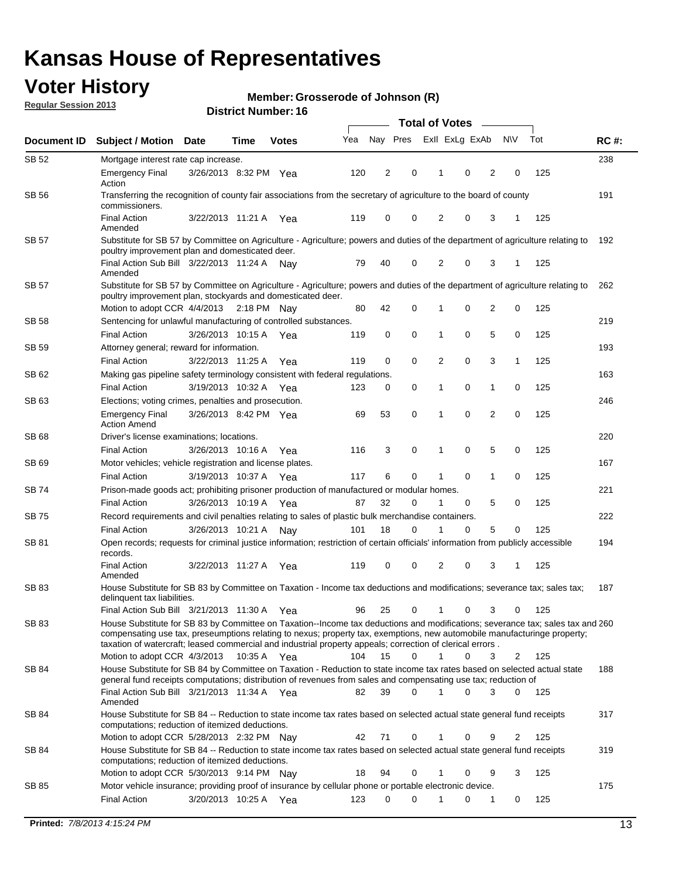# Kansas House of Representatives

## Voter History

**Regular Session 2013**

**Member: Grosserode of Johnson (R)**

**District Number: 16**

| Document ID | Subject / Motion | Date | Time | Votes | Yea | Nay | Pres | ExII | ExLg | ExAb | N\V | Tot | RC #: |
|---|---|---|---|---|---|---|---|---|---|---|---|---|---|
| SB 52 | Mortgage interest rate cap increase. | | | | | | | | | | | | 238 |
| | Emergency Final Action | 3/26/2013 | 8:32 PM | Yea | 120 | 2 | 0 | 1 | 0 | 2 | 0 | 125 | |
| SB 56 | Transferring the recognition of county fair associations from the secretary of agriculture to the board of county commissioners. | | | | | | | | | | | | 191 |
| | Final Action Amended | 3/22/2013 | 11:21 A | Yea | 119 | 0 | 0 | 2 | 0 | 3 | 1 | 125 | |
| SB 57 | Substitute for SB 57 by Committee on Agriculture - Agriculture; powers and duties of the department of agriculture relating to poultry improvement plan and domesticated deer. | | | | | | | | | | | | 192 |
| | Final Action Sub Bill Amended | 3/22/2013 | 11:24 A | Nay | 79 | 40 | 0 | 2 | 0 | 3 | 1 | 125 | |
| SB 57 | Substitute for SB 57 by Committee on Agriculture - Agriculture; powers and duties of the department of agriculture relating to poultry improvement plan, stockyards and domesticated deer. | | | | | | | | | | | | 262 |
| | Motion to adopt CCR | 4/4/2013 | 2:18 PM | Nay | 80 | 42 | 0 | 1 | 0 | 2 | 0 | 125 | |
| SB 58 | Sentencing for unlawful manufacturing of controlled substances. | | | | | | | | | | | | 219 |
| | Final Action | 3/26/2013 | 10:15 A | Yea | 119 | 0 | 0 | 1 | 0 | 5 | 0 | 125 | |
| SB 59 | Attorney general; reward for information. | | | | | | | | | | | | 193 |
| | Final Action | 3/22/2013 | 11:25 A | Yea | 119 | 0 | 0 | 2 | 0 | 3 | 1 | 125 | |
| SB 62 | Making gas pipeline safety terminology consistent with federal regulations. | | | | | | | | | | | | 163 |
| | Final Action | 3/19/2013 | 10:32 A | Yea | 123 | 0 | 0 | 1 | 0 | 1 | 0 | 125 | |
| SB 63 | Elections; voting crimes, penalties and prosecution. | | | | | | | | | | | | 246 |
| | Emergency Final Action Amend | 3/26/2013 | 8:42 PM | Yea | 69 | 53 | 0 | 1 | 0 | 2 | 0 | 125 | |
| SB 68 | Driver's license examinations; locations. | | | | | | | | | | | | 220 |
| | Final Action | 3/26/2013 | 10:16 A | Yea | 116 | 3 | 0 | 1 | 0 | 5 | 0 | 125 | |
| SB 69 | Motor vehicles; vehicle registration and license plates. | | | | | | | | | | | | 167 |
| | Final Action | 3/19/2013 | 10:37 A | Yea | 117 | 6 | 0 | 1 | 0 | 1 | 0 | 125 | |
| SB 74 | Prison-made goods act; prohibiting prisoner production of manufactured or modular homes. | | | | | | | | | | | | 221 |
| | Final Action | 3/26/2013 | 10:19 A | Yea | 87 | 32 | 0 | 1 | 0 | 5 | 0 | 125 | |
| SB 75 | Record requirements and civil penalties relating to sales of plastic bulk merchandise containers. | | | | | | | | | | | | 222 |
| | Final Action | 3/26/2013 | 10:21 A | Nay | 101 | 18 | 0 | 1 | 0 | 5 | 0 | 125 | |
| SB 81 | Open records; requests for criminal justice information; restriction of certain officials' information from publicly accessible records. | | | | | | | | | | | | 194 |
| | Final Action Amended | 3/22/2013 | 11:27 A | Yea | 119 | 0 | 0 | 2 | 0 | 3 | 1 | 125 | |
| SB 83 | House Substitute for SB 83 by Committee on Taxation - Income tax deductions and modifications; severance tax; sales tax; delinquent tax liabilities. | | | | | | | | | | | | 187 |
| | Final Action Sub Bill | 3/21/2013 | 11:30 A | Yea | 96 | 25 | 0 | 1 | 0 | 3 | 0 | 125 | |
| SB 83 | House Substitute for SB 83 by Committee on Taxation--Income tax deductions and modifications; severance tax; sales tax and compensating use tax, preseumptions relating to nexus; property tax, exemptions, new automobile manufacturinge property; taxation of watercraft; leased commercial and industrial property appeals; correction of clerical errors . | | | | | | | | | | | | 260 |
| | Motion to adopt CCR | 4/3/2013 | 10:35 A | Yea | 104 | 15 | 0 | 1 | 0 | 3 | 2 | 125 | |
| SB 84 | House Substitute for SB 84 by Committee on Taxation - Reduction to state income tax rates based on selected actual state general fund receipts computations; distribution of revenues from sales and compensating use tax; reduction of | | | | | | | | | | | | 188 |
| | Final Action Sub Bill Amended | 3/21/2013 | 11:34 A | Yea | 82 | 39 | 0 | 1 | 0 | 3 | 0 | 125 | |
| SB 84 | House Substitute for SB 84 -- Reduction to state income tax rates based on selected actual state general fund receipts computations; reduction of itemized deductions. | | | | | | | | | | | | 317 |
| | Motion to adopt CCR | 5/28/2013 | 2:32 PM | Nay | 42 | 71 | 0 | 1 | 0 | 9 | 2 | 125 | |
| SB 84 | House Substitute for SB 84 -- Reduction to state income tax rates based on selected actual state general fund receipts computations; reduction of itemized deductions. | | | | | | | | | | | | 319 |
| | Motion to adopt CCR | 5/30/2013 | 9:14 PM | Nay | 18 | 94 | 0 | 1 | 0 | 9 | 3 | 125 | |
| SB 85 | Motor vehicle insurance; providing proof of insurance by cellular phone or portable electronic device. | | | | | | | | | | | | 175 |
| | Final Action | 3/20/2013 | 10:25 A | Yea | 123 | 0 | 0 | 1 | 0 | 1 | 0 | 125 | |

**Printed:** *7/8/2013 4:15:24 PM*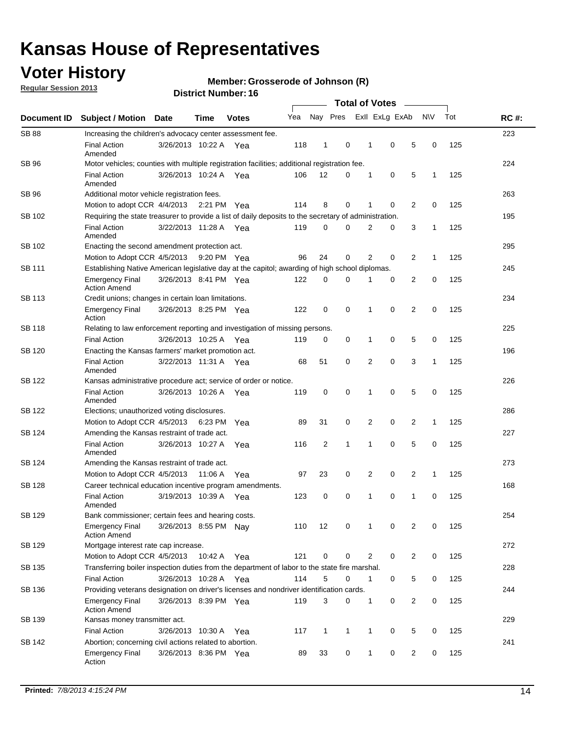# Kansas House of Representatives

## Voter History

**Regular Session 2013**

**Member: Grosserode of Johnson (R)**

**District Number: 16**

| Document ID | Subject / Motion | Date | Time | Votes | Yea | Nay | Pres | ExII | ExLg | ExAb | N\V | Tot | RC #: |
|---|---|---|---|---|---|---|---|---|---|---|---|---|---|
| SB 88 | Increasing the children's advocacy center assessment fee. | | | | | | | | | | | | 223 |
| | Final Action Amended | 3/26/2013 | 10:22 A | Yea | 118 | 1 | 0 | 1 | 0 | 5 | 0 | 125 | |
| SB 96 | Motor vehicles; counties with multiple registration facilities; additional registration fee. | | | | | | | | | | | | 224 |
| | Final Action Amended | 3/26/2013 | 10:24 A | Yea | 106 | 12 | 0 | 1 | 0 | 5 | 1 | 125 | |
| SB 96 | Additional motor vehicle registration fees. | | | | | | | | | | | | 263 |
| | Motion to adopt CCR | 4/4/2013 | 2:21 PM | Yea | 114 | 8 | 0 | 1 | 0 | 2 | 0 | 125 | |
| SB 102 | Requiring the state treasurer to provide a list of daily deposits to the secretary of administration. | | | | | | | | | | | | 195 |
| | Final Action Amended | 3/22/2013 | 11:28 A | Yea | 119 | 0 | 0 | 2 | 0 | 3 | 1 | 125 | |
| SB 102 | Enacting the second amendment protection act. | | | | | | | | | | | | 295 |
| | Motion to Adopt CCR | 4/5/2013 | 9:20 PM | Yea | 96 | 24 | 0 | 2 | 0 | 2 | 1 | 125 | |
| SB 111 | Establishing Native American legislative day at the capitol; awarding of high school diplomas. | | | | | | | | | | | | 245 |
| | Emergency Final Action Amend | 3/26/2013 | 8:41 PM | Yea | 122 | 0 | 0 | 1 | 0 | 2 | 0 | 125 | |
| SB 113 | Credit unions; changes in certain loan limitations. | | | | | | | | | | | | 234 |
| | Emergency Final Action | 3/26/2013 | 8:25 PM | Yea | 122 | 0 | 0 | 1 | 0 | 2 | 0 | 125 | |
| SB 118 | Relating to law enforcement reporting and investigation of missing persons. | | | | | | | | | | | | 225 |
| | Final Action | 3/26/2013 | 10:25 A | Yea | 119 | 0 | 0 | 1 | 0 | 5 | 0 | 125 | |
| SB 120 | Enacting the Kansas farmers' market promotion act. | | | | | | | | | | | | 196 |
| | Final Action Amended | 3/22/2013 | 11:31 A | Yea | 68 | 51 | 0 | 2 | 0 | 3 | 1 | 125 | |
| SB 122 | Kansas administrative procedure act; service of order or notice. | | | | | | | | | | | | 226 |
| | Final Action Amended | 3/26/2013 | 10:26 A | Yea | 119 | 0 | 0 | 1 | 0 | 5 | 0 | 125 | |
| SB 122 | Elections; unauthorized voting disclosures. | | | | | | | | | | | | 286 |
| | Motion to Adopt CCR | 4/5/2013 | 6:23 PM | Yea | 89 | 31 | 0 | 2 | 0 | 2 | 1 | 125 | |
| SB 124 | Amending the Kansas restraint of trade act. | | | | | | | | | | | | 227 |
| | Final Action Amended | 3/26/2013 | 10:27 A | Yea | 116 | 2 | 1 | 1 | 0 | 5 | 0 | 125 | |
| SB 124 | Amending the Kansas restraint of trade act. | | | | | | | | | | | | 273 |
| | Motion to Adopt CCR | 4/5/2013 | 11:06 A | Yea | 97 | 23 | 0 | 2 | 0 | 2 | 1 | 125 | |
| SB 128 | Career technical education incentive program amendments. | | | | | | | | | | | | 168 |
| | Final Action Amended | 3/19/2013 | 10:39 A | Yea | 123 | 0 | 0 | 1 | 0 | 1 | 0 | 125 | |
| SB 129 | Bank commissioner; certain fees and hearing costs. | | | | | | | | | | | | 254 |
| | Emergency Final Action Amend | 3/26/2013 | 8:55 PM | Nay | 110 | 12 | 0 | 1 | 0 | 2 | 0 | 125 | |
| SB 129 | Mortgage interest rate cap increase. | | | | | | | | | | | | 272 |
| | Motion to Adopt CCR | 4/5/2013 | 10:42 A | Yea | 121 | 0 | 0 | 2 | 0 | 2 | 0 | 125 | |
| SB 135 | Transferring boiler inspection duties from the department of labor to the state fire marshal. | | | | | | | | | | | | 228 |
| | Final Action | 3/26/2013 | 10:28 A | Yea | 114 | 5 | 0 | 1 | 0 | 5 | 0 | 125 | |
| SB 136 | Providing veterans designation on driver's licenses and nondriver identification cards. | | | | | | | | | | | | 244 |
| | Emergency Final Action Amend | 3/26/2013 | 8:39 PM | Yea | 119 | 3 | 0 | 1 | 0 | 2 | 0 | 125 | |
| SB 139 | Kansas money transmitter act. | | | | | | | | | | | | 229 |
| | Final Action | 3/26/2013 | 10:30 A | Yea | 117 | 1 | 1 | 1 | 0 | 5 | 0 | 125 | |
| SB 142 | Abortion; concerning civil actions related to abortion. | | | | | | | | | | | | 241 |
| | Emergency Final Action | 3/26/2013 | 8:36 PM | Yea | 89 | 33 | 0 | 1 | 0 | 2 | 0 | 125 | |

**Printed:** *7/8/2013 4:15:24 PM*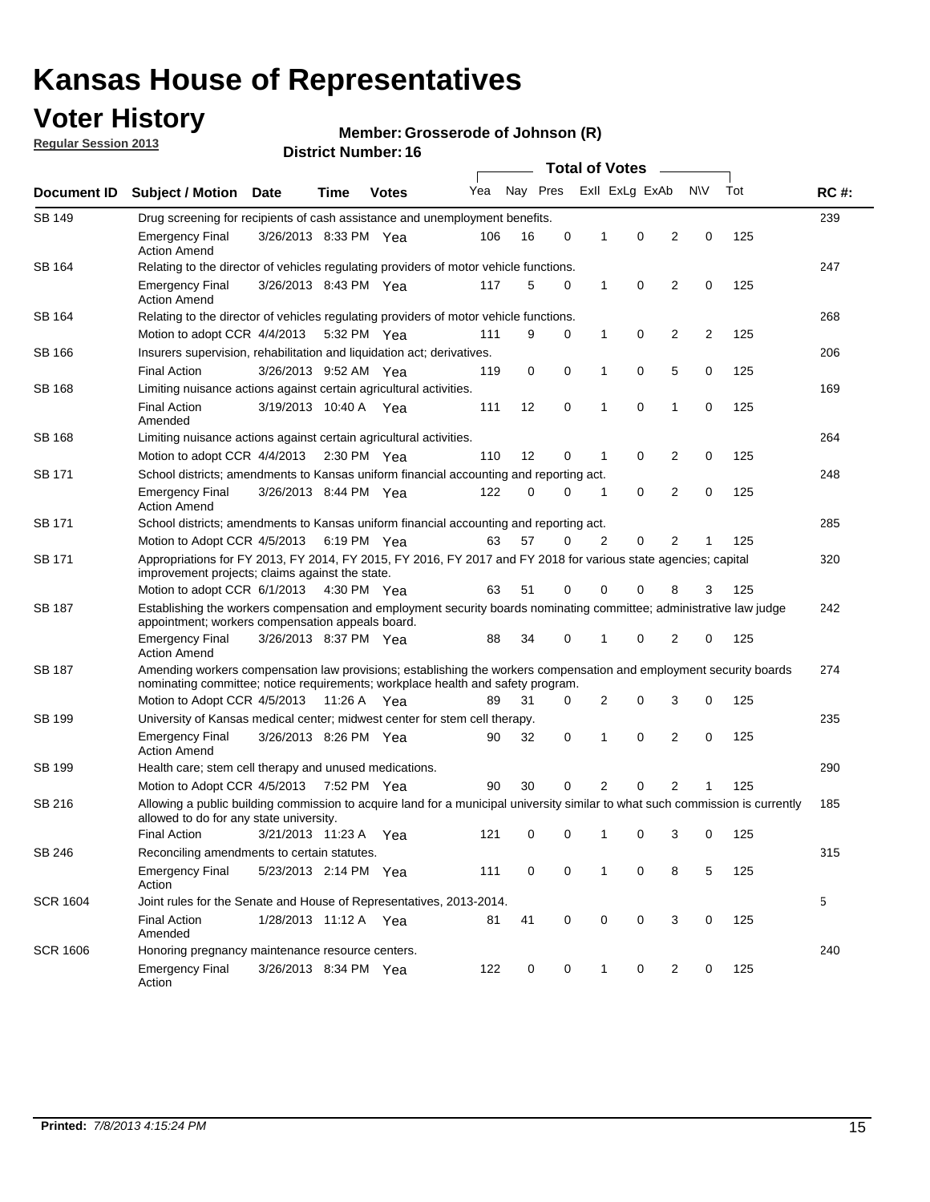# Kansas House of Representatives

## Voter History

**Regular Session 2013**

**Member: Grosserode of Johnson (R)**

**District Number: 16**

| Document ID | Subject / Motion | Date | Time | Votes | Yea | Nay | Pres | ExII | ExLg | ExAb | N\V | Tot | RC #: |
|---|---|---|---|---|---|---|---|---|---|---|---|---|---|
| SB 149 | Drug screening for recipients of cash assistance and unemployment benefits. | | | | | | | | | | | | 239 |
| | Emergency Final Action Amend | 3/26/2013 | 8:33 PM | Yea | 106 | 16 | 0 | 1 | 0 | 2 | 0 | 125 | |
| SB 164 | Relating to the director of vehicles regulating providers of motor vehicle functions. | | | | | | | | | | | | 247 |
| | Emergency Final Action Amend | 3/26/2013 | 8:43 PM | Yea | 117 | 5 | 0 | 1 | 0 | 2 | 0 | 125 | |
| SB 164 | Relating to the director of vehicles regulating providers of motor vehicle functions. | | | | | | | | | | | | 268 |
| | Motion to adopt CCR | 4/4/2013 | 5:32 PM | Yea | 111 | 9 | 0 | 1 | 0 | 2 | 2 | 125 | |
| SB 166 | Insurers supervision, rehabilitation and liquidation act; derivatives. | | | | | | | | | | | | 206 |
| | Final Action | 3/26/2013 | 9:52 AM | Yea | 119 | 0 | 0 | 1 | 0 | 5 | 0 | 125 | |
| SB 168 | Limiting nuisance actions against certain agricultural activities. | | | | | | | | | | | | 169 |
| | Final Action Amended | 3/19/2013 | 10:40 A | Yea | 111 | 12 | 0 | 1 | 0 | 1 | 0 | 125 | |
| SB 168 | Limiting nuisance actions against certain agricultural activities. | | | | | | | | | | | | 264 |
| | Motion to adopt CCR | 4/4/2013 | 2:30 PM | Yea | 110 | 12 | 0 | 1 | 0 | 2 | 0 | 125 | |
| SB 171 | School districts; amendments to Kansas uniform financial accounting and reporting act. | | | | | | | | | | | | 248 |
| | Emergency Final Action Amend | 3/26/2013 | 8:44 PM | Yea | 122 | 0 | 0 | 1 | 0 | 2 | 0 | 125 | |
| SB 171 | School districts; amendments to Kansas uniform financial accounting and reporting act. | | | | | | | | | | | | 285 |
| | Motion to Adopt CCR | 4/5/2013 | 6:19 PM | Yea | 63 | 57 | 0 | 2 | 0 | 2 | 1 | 125 | |
| SB 171 | Appropriations for FY 2013, FY 2014, FY 2015, FY 2016, FY 2017 and FY 2018 for various state agencies; capital improvement projects; claims against the state. | | | | | | | | | | | | 320 |
| | Motion to adopt CCR | 6/1/2013 | 4:30 PM | Yea | 63 | 51 | 0 | 0 | 0 | 8 | 3 | 125 | |
| SB 187 | Establishing the workers compensation and employment security boards nominating committee; administrative law judge appointment; workers compensation appeals board. | | | | | | | | | | | | 242 |
| | Emergency Final Action Amend | 3/26/2013 | 8:37 PM | Yea | 88 | 34 | 0 | 1 | 0 | 2 | 0 | 125 | |
| SB 187 | Amending workers compensation law provisions; establishing the workers compensation and employment security boards nominating committee; notice requirements; workplace health and safety program. | | | | | | | | | | | | 274 |
| | Motion to Adopt CCR | 4/5/2013 | 11:26 A | Yea | 89 | 31 | 0 | 2 | 0 | 3 | 0 | 125 | |
| SB 199 | University of Kansas medical center; midwest center for stem cell therapy. | | | | | | | | | | | | 235 |
| | Emergency Final Action Amend | 3/26/2013 | 8:26 PM | Yea | 90 | 32 | 0 | 1 | 0 | 2 | 0 | 125 | |
| SB 199 | Health care; stem cell therapy and unused medications. | | | | | | | | | | | | 290 |
| | Motion to Adopt CCR | 4/5/2013 | 7:52 PM | Yea | 90 | 30 | 0 | 2 | 0 | 2 | 1 | 125 | |
| SB 216 | Allowing a public building commission to acquire land for a municipal university similar to what such commission is currently allowed to do for any state university. | | | | | | | | | | | | 185 |
| | Final Action | 3/21/2013 | 11:23 A | Yea | 121 | 0 | 0 | 1 | 0 | 3 | 0 | 125 | |
| SB 246 | Reconciling amendments to certain statutes. | | | | | | | | | | | | 315 |
| | Emergency Final Action | 5/23/2013 | 2:14 PM | Yea | 111 | 0 | 0 | 1 | 0 | 8 | 5 | 125 | |
| SCR 1604 | Joint rules for the Senate and House of Representatives, 2013-2014. | | | | | | | | | | | | 5 |
| | Final Action Amended | 1/28/2013 | 11:12 A | Yea | 81 | 41 | 0 | 0 | 0 | 3 | 0 | 125 | |
| SCR 1606 | Honoring pregnancy maintenance resource centers. | | | | | | | | | | | | 240 |
| | Emergency Final Action | 3/26/2013 | 8:34 PM | Yea | 122 | 0 | 0 | 1 | 0 | 2 | 0 | 125 | |

**Printed:** *7/8/2013 4:15:24 PM*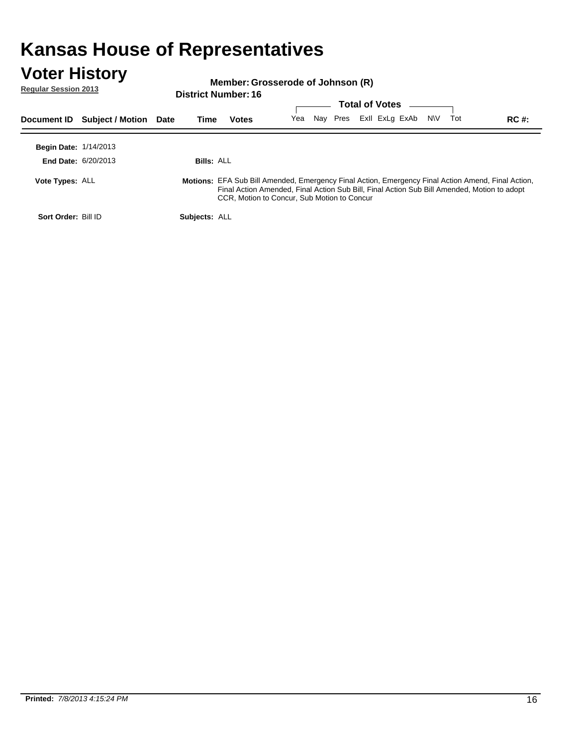# Kansas House of Representatives

## Voter History

**Regular Session 2013**

**Member:** Grosserode of Johnson (R)

**District Number:** 16

| Document ID | Subject / Motion | Date | Time | Votes | Yea | Nay | Pres | ExII | ExLg | ExAb | N\V | Tot | RC #: |
|---|---|---|---|---|---|---|---|---|---|---|---|---|---|

**Begin Date:** 1/14/2013

**End Date:** 6/20/2013

**Bills:** ALL

**Vote Types:** ALL

**Motions:** EFA Sub Bill Amended, Emergency Final Action, Emergency Final Action Amend, Final Action, Final Action Amended, Final Action Sub Bill, Final Action Sub Bill Amended, Motion to adopt CCR, Motion to Concur, Sub Motion to Concur

**Sort Order:** Bill ID

**Subjects:** ALL

**Printed:** *7/8/2013 4:15:24 PM*